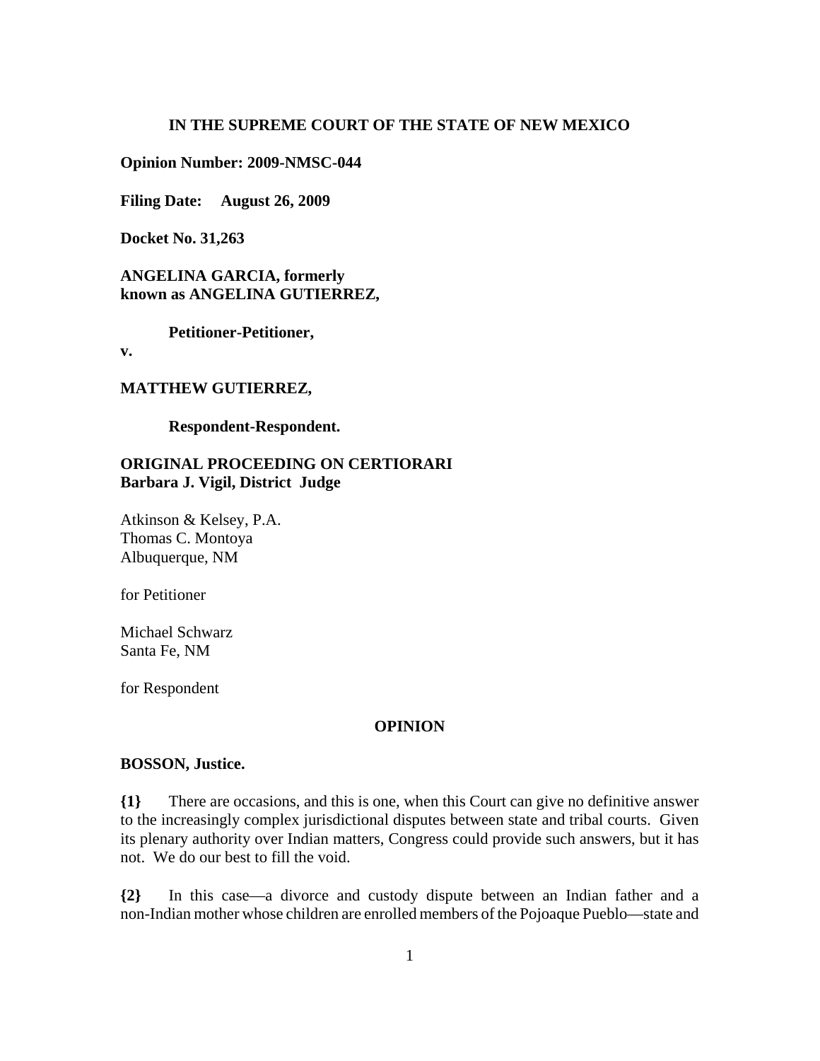**IN THE SUPREME COURT OF THE STATE OF NEW MEXICO**

**Opinion Number: 2009-NMSC-044**

**Filing Date: August 26, 2009**

**Docket No. 31,263**

**ANGELINA GARCIA, formerly known as ANGELINA GUTIERREZ,**

**Petitioner-Petitioner,**

**v.**

**MATTHEW GUTIERREZ,**

**Respondent-Respondent.**

**ORIGINAL PROCEEDING ON CERTIORARI**
**Barbara J. Vigil, District Judge**

Atkinson & Kelsey, P.A.
Thomas C. Montoya
Albuquerque, NM

for Petitioner

Michael Schwarz
Santa Fe, NM

for Respondent

**OPINION**

**BOSSON, Justice.**

**{1}** There are occasions, and this is one, when this Court can give no definitive answer to the increasingly complex jurisdictional disputes between state and tribal courts. Given its plenary authority over Indian matters, Congress could provide such answers, but it has not. We do our best to fill the void.

**{2}** In this case—a divorce and custody dispute between an Indian father and a non-Indian mother whose children are enrolled members of the Pojoaque Pueblo—state and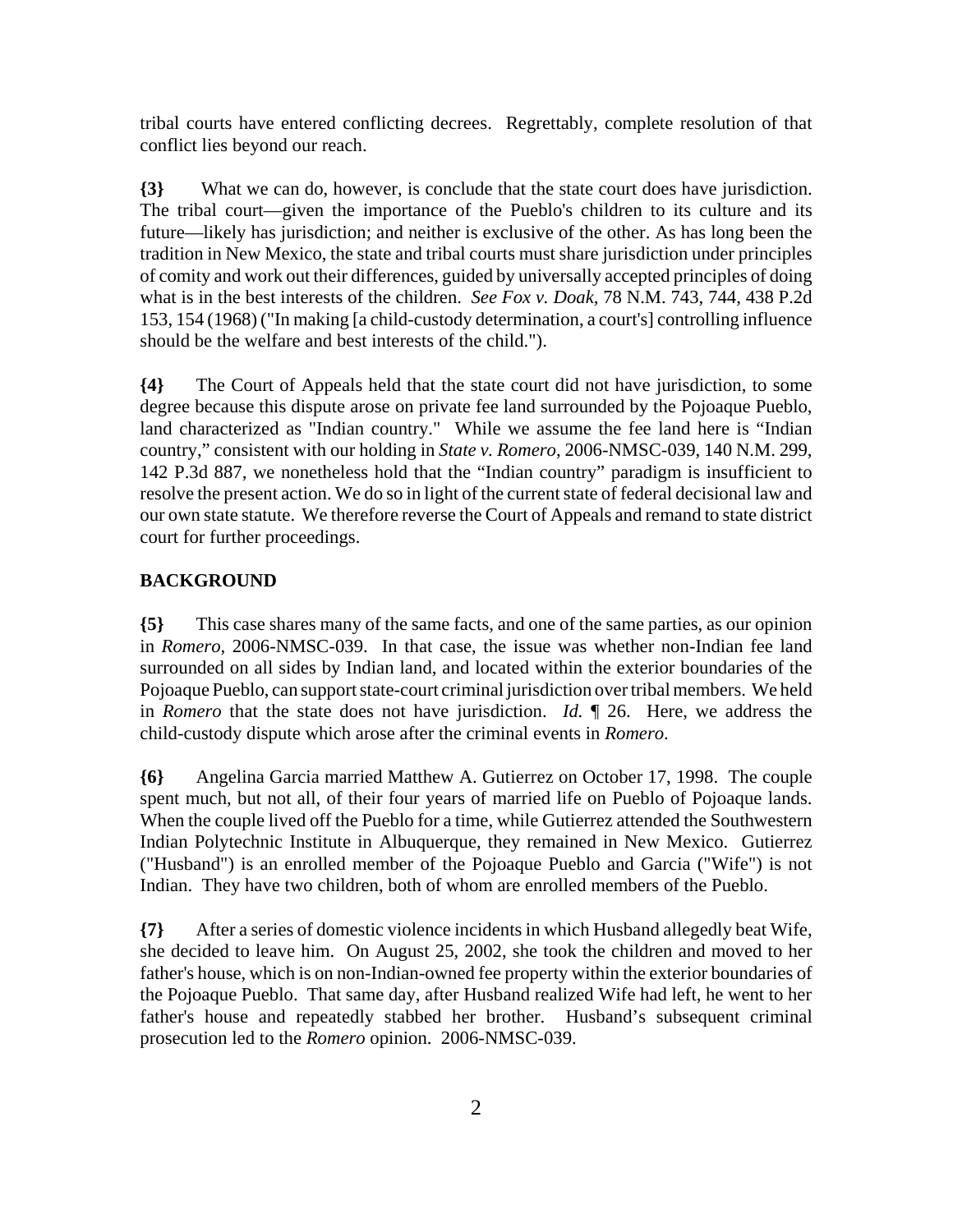tribal courts have entered conflicting decrees. Regrettably, complete resolution of that conflict lies beyond our reach.

**{3}** What we can do, however, is conclude that the state court does have jurisdiction. The tribal court—given the importance of the Pueblo's children to its culture and its future—likely has jurisdiction; and neither is exclusive of the other. As has long been the tradition in New Mexico, the state and tribal courts must share jurisdiction under principles of comity and work out their differences, guided by universally accepted principles of doing what is in the best interests of the children. *See Fox v. Doak*, 78 N.M. 743, 744, 438 P.2d 153, 154 (1968) ("In making [a child-custody determination, a court's] controlling influence should be the welfare and best interests of the child.").

**{4}** The Court of Appeals held that the state court did not have jurisdiction, to some degree because this dispute arose on private fee land surrounded by the Pojoaque Pueblo, land characterized as "Indian country." While we assume the fee land here is "Indian country," consistent with our holding in *State v. Romero*, 2006-NMSC-039, 140 N.M. 299, 142 P.3d 887, we nonetheless hold that the "Indian country" paradigm is insufficient to resolve the present action. We do so in light of the current state of federal decisional law and our own state statute. We therefore reverse the Court of Appeals and remand to state district court for further proceedings.

## BACKGROUND

**{5}** This case shares many of the same facts, and one of the same parties, as our opinion in *Romero*, 2006-NMSC-039. In that case, the issue was whether non-Indian fee land surrounded on all sides by Indian land, and located within the exterior boundaries of the Pojoaque Pueblo, can support state-court criminal jurisdiction over tribal members. We held in *Romero* that the state does not have jurisdiction. *Id.* ¶ 26. Here, we address the child-custody dispute which arose after the criminal events in *Romero*.

**{6}** Angelina Garcia married Matthew A. Gutierrez on October 17, 1998. The couple spent much, but not all, of their four years of married life on Pueblo of Pojoaque lands. When the couple lived off the Pueblo for a time, while Gutierrez attended the Southwestern Indian Polytechnic Institute in Albuquerque, they remained in New Mexico. Gutierrez ("Husband") is an enrolled member of the Pojoaque Pueblo and Garcia ("Wife") is not Indian. They have two children, both of whom are enrolled members of the Pueblo.

**{7}** After a series of domestic violence incidents in which Husband allegedly beat Wife, she decided to leave him. On August 25, 2002, she took the children and moved to her father's house, which is on non-Indian-owned fee property within the exterior boundaries of the Pojoaque Pueblo. That same day, after Husband realized Wife had left, he went to her father's house and repeatedly stabbed her brother. Husband's subsequent criminal prosecution led to the *Romero* opinion. 2006-NMSC-039.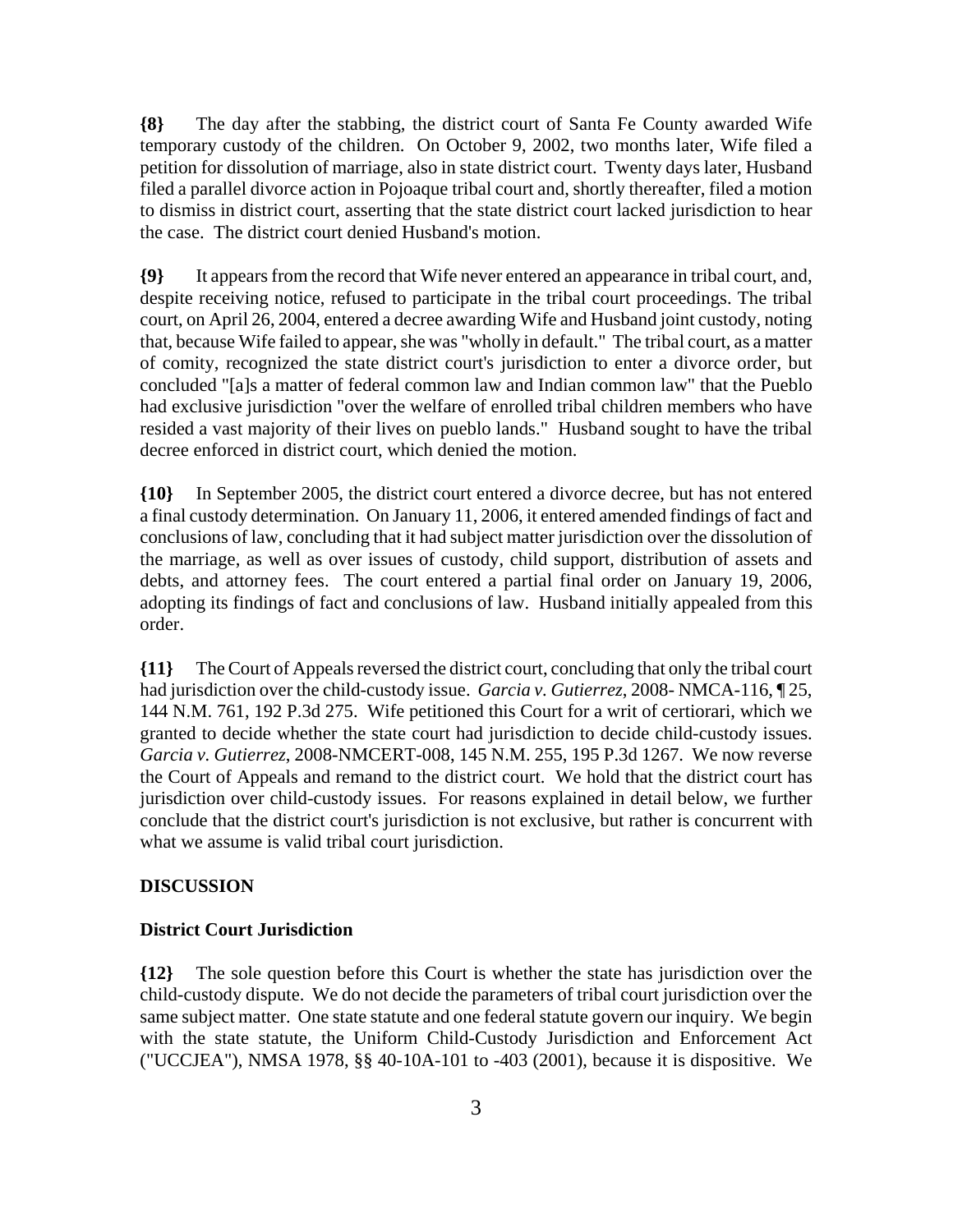**{8}** The day after the stabbing, the district court of Santa Fe County awarded Wife temporary custody of the children. On October 9, 2002, two months later, Wife filed a petition for dissolution of marriage, also in state district court. Twenty days later, Husband filed a parallel divorce action in Pojoaque tribal court and, shortly thereafter, filed a motion to dismiss in district court, asserting that the state district court lacked jurisdiction to hear the case. The district court denied Husband's motion.

**{9}** It appears from the record that Wife never entered an appearance in tribal court, and, despite receiving notice, refused to participate in the tribal court proceedings. The tribal court, on April 26, 2004, entered a decree awarding Wife and Husband joint custody, noting that, because Wife failed to appear, she was "wholly in default." The tribal court, as a matter of comity, recognized the state district court's jurisdiction to enter a divorce order, but concluded "[a]s a matter of federal common law and Indian common law" that the Pueblo had exclusive jurisdiction "over the welfare of enrolled tribal children members who have resided a vast majority of their lives on pueblo lands." Husband sought to have the tribal decree enforced in district court, which denied the motion.

**{10}** In September 2005, the district court entered a divorce decree, but has not entered a final custody determination. On January 11, 2006, it entered amended findings of fact and conclusions of law, concluding that it had subject matter jurisdiction over the dissolution of the marriage, as well as over issues of custody, child support, distribution of assets and debts, and attorney fees. The court entered a partial final order on January 19, 2006, adopting its findings of fact and conclusions of law. Husband initially appealed from this order.

**{11}** The Court of Appeals reversed the district court, concluding that only the tribal court had jurisdiction over the child-custody issue. *Garcia v. Gutierrez*, 2008- NMCA-116, ¶ 25, 144 N.M. 761, 192 P.3d 275. Wife petitioned this Court for a writ of certiorari, which we granted to decide whether the state court had jurisdiction to decide child-custody issues. *Garcia v. Gutierrez*, 2008-NMCERT-008, 145 N.M. 255, 195 P.3d 1267. We now reverse the Court of Appeals and remand to the district court. We hold that the district court has jurisdiction over child-custody issues. For reasons explained in detail below, we further conclude that the district court's jurisdiction is not exclusive, but rather is concurrent with what we assume is valid tribal court jurisdiction.

## DISCUSSION

### District Court Jurisdiction

**{12}** The sole question before this Court is whether the state has jurisdiction over the child-custody dispute. We do not decide the parameters of tribal court jurisdiction over the same subject matter. One state statute and one federal statute govern our inquiry. We begin with the state statute, the Uniform Child-Custody Jurisdiction and Enforcement Act ("UCCJEA"), NMSA 1978, §§ 40-10A-101 to -403 (2001), because it is dispositive. We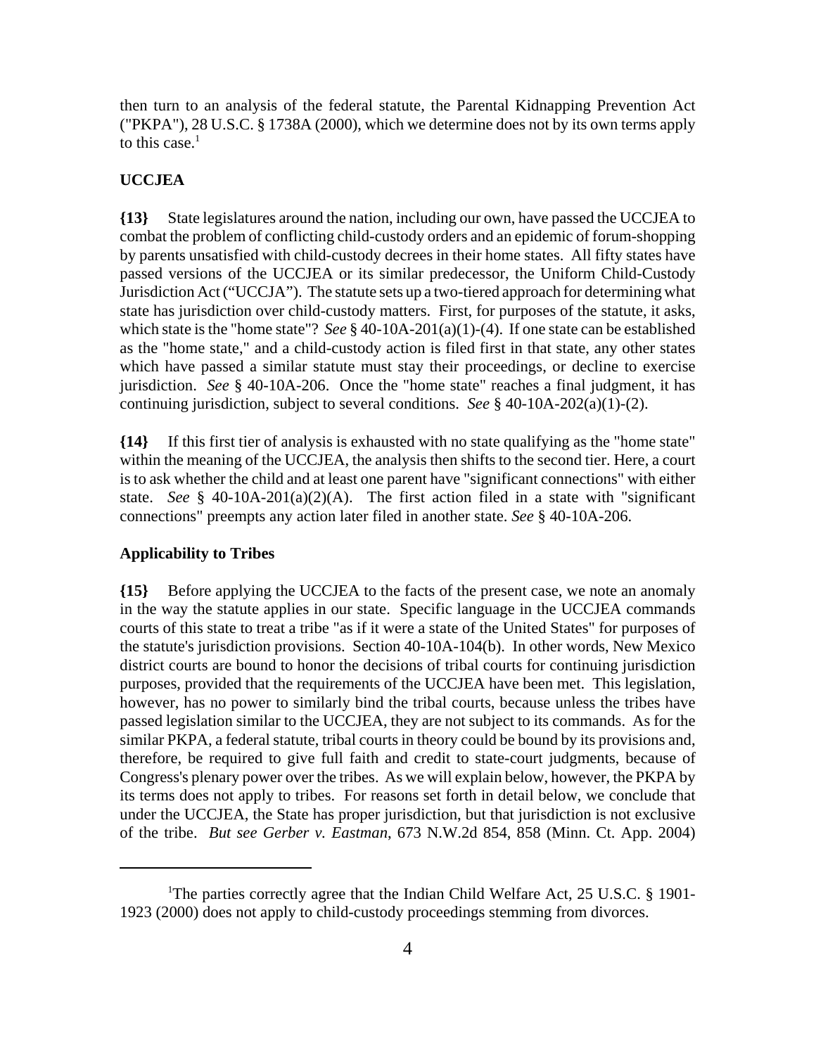then turn to an analysis of the federal statute, the Parental Kidnapping Prevention Act ("PKPA"), 28 U.S.C. § 1738A (2000), which we determine does not by its own terms apply to this case.[1]

**UCCJEA**

**{13}** State legislatures around the nation, including our own, have passed the UCCJEA to combat the problem of conflicting child-custody orders and an epidemic of forum-shopping by parents unsatisfied with child-custody decrees in their home states. All fifty states have passed versions of the UCCJEA or its similar predecessor, the Uniform Child-Custody Jurisdiction Act ("UCCJA"). The statute sets up a two-tiered approach for determining what state has jurisdiction over child-custody matters. First, for purposes of the statute, it asks, which state is the "home state"? *See* § 40-10A-201(a)(1)-(4). If one state can be established as the "home state," and a child-custody action is filed first in that state, any other states which have passed a similar statute must stay their proceedings, or decline to exercise jurisdiction. *See* § 40-10A-206. Once the "home state" reaches a final judgment, it has continuing jurisdiction, subject to several conditions. *See* § 40-10A-202(a)(1)-(2).

**{14}** If this first tier of analysis is exhausted with no state qualifying as the "home state" within the meaning of the UCCJEA, the analysis then shifts to the second tier. Here, a court is to ask whether the child and at least one parent have "significant connections" with either state. *See* § 40-10A-201(a)(2)(A). The first action filed in a state with "significant connections" preempts any action later filed in another state. *See* § 40-10A-206.

**Applicability to Tribes**

**{15}** Before applying the UCCJEA to the facts of the present case, we note an anomaly in the way the statute applies in our state. Specific language in the UCCJEA commands courts of this state to treat a tribe "as if it were a state of the United States" for purposes of the statute's jurisdiction provisions. Section 40-10A-104(b). In other words, New Mexico district courts are bound to honor the decisions of tribal courts for continuing jurisdiction purposes, provided that the requirements of the UCCJEA have been met. This legislation, however, has no power to similarly bind the tribal courts, because unless the tribes have passed legislation similar to the UCCJEA, they are not subject to its commands. As for the similar PKPA, a federal statute, tribal courts in theory could be bound by its provisions and, therefore, be required to give full faith and credit to state-court judgments, because of Congress's plenary power over the tribes. As we will explain below, however, the PKPA by its terms does not apply to tribes. For reasons set forth in detail below, we conclude that under the UCCJEA, the State has proper jurisdiction, but that jurisdiction is not exclusive of the tribe. *But see Gerber v. Eastman*, 673 N.W.2d 854, 858 (Minn. Ct. App. 2004)

---

[1] The parties correctly agree that the Indian Child Welfare Act, 25 U.S.C. § 1901-1923 (2000) does not apply to child-custody proceedings stemming from divorces.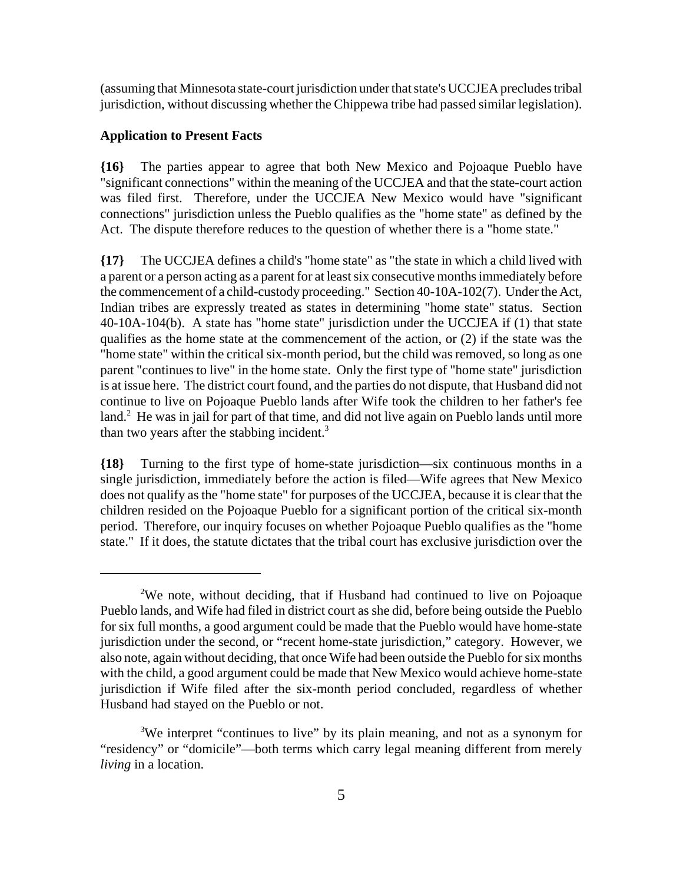(assuming that Minnesota state-court jurisdiction under that state's UCCJEA precludes tribal jurisdiction, without discussing whether the Chippewa tribe had passed similar legislation).

**Application to Present Facts**

**{16}** The parties appear to agree that both New Mexico and Pojoaque Pueblo have "significant connections" within the meaning of the UCCJEA and that the state-court action was filed first. Therefore, under the UCCJEA New Mexico would have "significant connections" jurisdiction unless the Pueblo qualifies as the "home state" as defined by the Act. The dispute therefore reduces to the question of whether there is a "home state."

**{17}** The UCCJEA defines a child's "home state" as "the state in which a child lived with a parent or a person acting as a parent for at least six consecutive months immediately before the commencement of a child-custody proceeding." Section 40-10A-102(7). Under the Act, Indian tribes are expressly treated as states in determining "home state" status. Section 40-10A-104(b). A state has "home state" jurisdiction under the UCCJEA if (1) that state qualifies as the home state at the commencement of the action, or (2) if the state was the "home state" within the critical six-month period, but the child was removed, so long as one parent "continues to live" in the home state. Only the first type of "home state" jurisdiction is at issue here. The district court found, and the parties do not dispute, that Husband did not continue to live on Pojoaque Pueblo lands after Wife took the children to her father's fee land.[2] He was in jail for part of that time, and did not live again on Pueblo lands until more than two years after the stabbing incident.[3]

**{18}** Turning to the first type of home-state jurisdiction—six continuous months in a single jurisdiction, immediately before the action is filed—Wife agrees that New Mexico does not qualify as the "home state" for purposes of the UCCJEA, because it is clear that the children resided on the Pojoaque Pueblo for a significant portion of the critical six-month period. Therefore, our inquiry focuses on whether Pojoaque Pueblo qualifies as the "home state." If it does, the statute dictates that the tribal court has exclusive jurisdiction over the

---

[2]We note, without deciding, that if Husband had continued to live on Pojoaque Pueblo lands, and Wife had filed in district court as she did, before being outside the Pueblo for six full months, a good argument could be made that the Pueblo would have home-state jurisdiction under the second, or "recent home-state jurisdiction," category. However, we also note, again without deciding, that once Wife had been outside the Pueblo for six months with the child, a good argument could be made that New Mexico would achieve home-state jurisdiction if Wife filed after the six-month period concluded, regardless of whether Husband had stayed on the Pueblo or not.

[3]We interpret "continues to live" by its plain meaning, and not as a synonym for "residency" or "domicile"—both terms which carry legal meaning different from merely *living* in a location.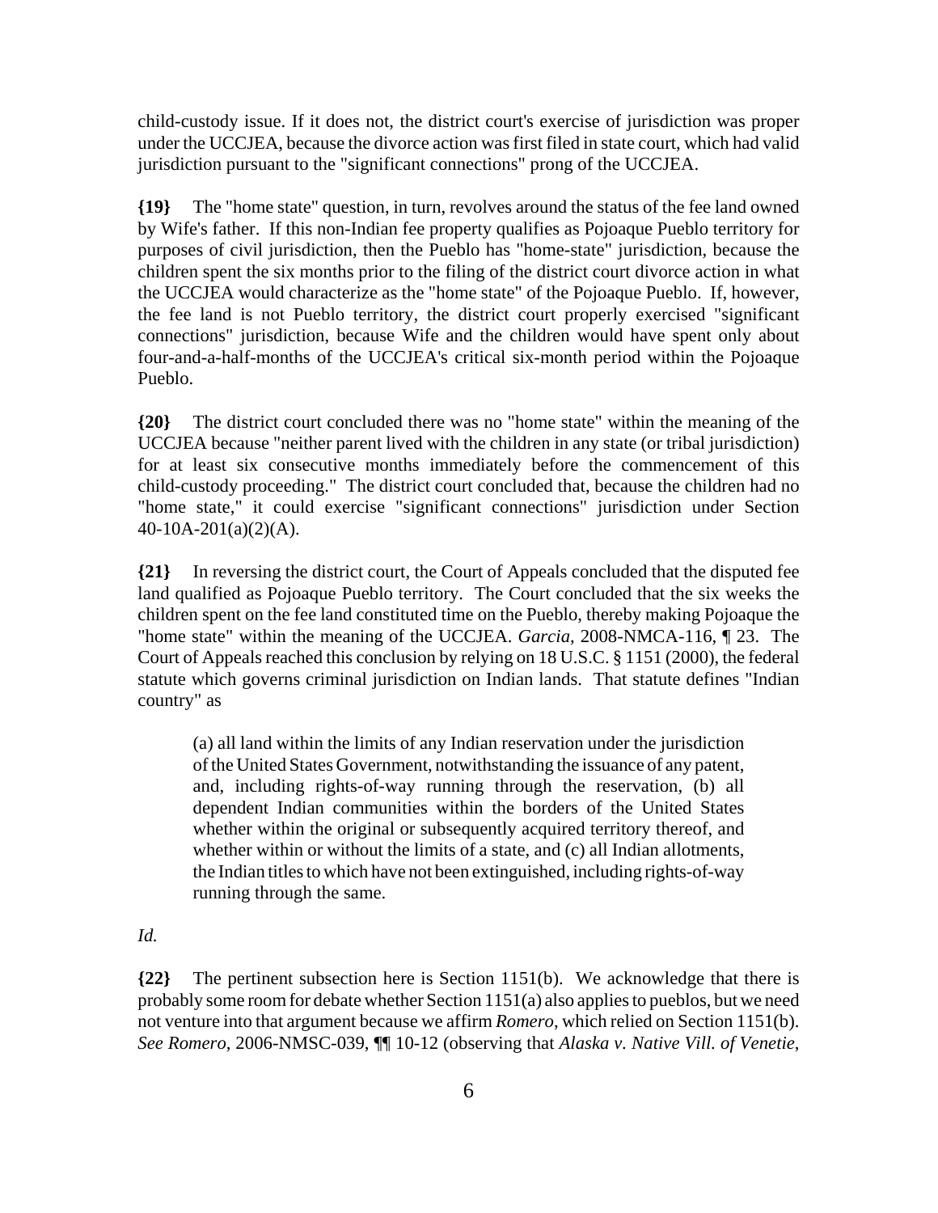child-custody issue. If it does not, the district court's exercise of jurisdiction was proper under the UCCJEA, because the divorce action was first filed in state court, which had valid jurisdiction pursuant to the "significant connections" prong of the UCCJEA.

**{19}** The "home state" question, in turn, revolves around the status of the fee land owned by Wife's father. If this non-Indian fee property qualifies as Pojoaque Pueblo territory for purposes of civil jurisdiction, then the Pueblo has "home-state" jurisdiction, because the children spent the six months prior to the filing of the district court divorce action in what the UCCJEA would characterize as the "home state" of the Pojoaque Pueblo. If, however, the fee land is not Pueblo territory, the district court properly exercised "significant connections" jurisdiction, because Wife and the children would have spent only about four-and-a-half-months of the UCCJEA's critical six-month period within the Pojoaque Pueblo.

**{20}** The district court concluded there was no "home state" within the meaning of the UCCJEA because "neither parent lived with the children in any state (or tribal jurisdiction) for at least six consecutive months immediately before the commencement of this child-custody proceeding." The district court concluded that, because the children had no "home state," it could exercise "significant connections" jurisdiction under Section 40-10A-201(a)(2)(A).

**{21}** In reversing the district court, the Court of Appeals concluded that the disputed fee land qualified as Pojoaque Pueblo territory. The Court concluded that the six weeks the children spent on the fee land constituted time on the Pueblo, thereby making Pojoaque the "home state" within the meaning of the UCCJEA. *Garcia*, 2008-NMCA-116, ¶ 23. The Court of Appeals reached this conclusion by relying on 18 U.S.C. § 1151 (2000), the federal statute which governs criminal jurisdiction on Indian lands. That statute defines "Indian country" as

> (a) all land within the limits of any Indian reservation under the jurisdiction of the United States Government, notwithstanding the issuance of any patent, and, including rights-of-way running through the reservation, (b) all dependent Indian communities within the borders of the United States whether within the original or subsequently acquired territory thereof, and whether within or without the limits of a state, and (c) all Indian allotments, the Indian titles to which have not been extinguished, including rights-of-way running through the same.

*Id.*

**{22}** The pertinent subsection here is Section 1151(b). We acknowledge that there is probably some room for debate whether Section 1151(a) also applies to pueblos, but we need not venture into that argument because we affirm *Romero*, which relied on Section 1151(b). *See Romero*, 2006-NMSC-039, ¶¶ 10-12 (observing that *Alaska v. Native Vill. of Venetie*,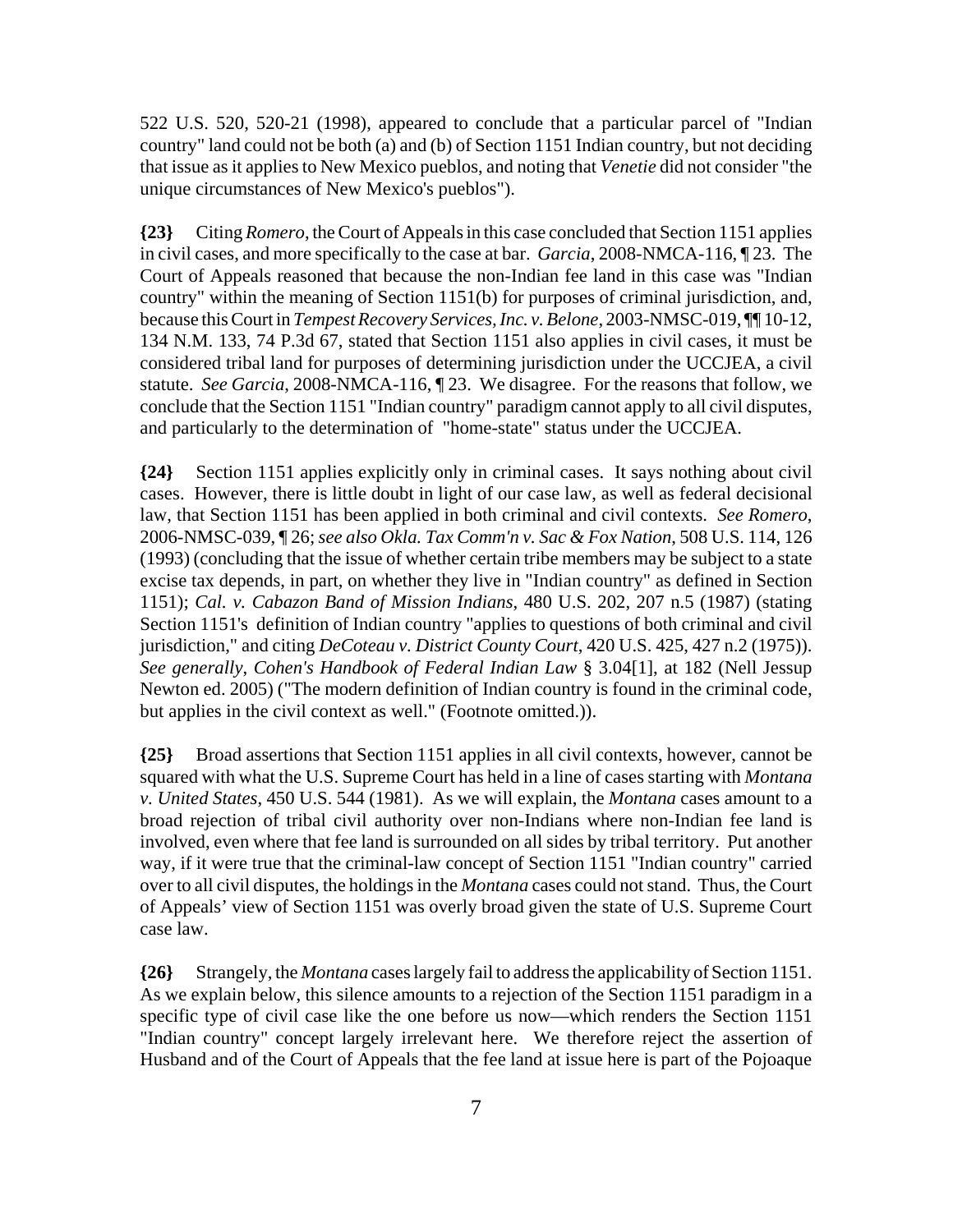522 U.S. 520, 520-21 (1998), appeared to conclude that a particular parcel of "Indian country" land could not be both (a) and (b) of Section 1151 Indian country, but not deciding that issue as it applies to New Mexico pueblos, and noting that *Venetie* did not consider "the unique circumstances of New Mexico's pueblos").

**{23}** Citing *Romero*, the Court of Appeals in this case concluded that Section 1151 applies in civil cases, and more specifically to the case at bar. *Garcia*, 2008-NMCA-116, ¶ 23. The Court of Appeals reasoned that because the non-Indian fee land in this case was "Indian country" within the meaning of Section 1151(b) for purposes of criminal jurisdiction, and, because this Court in *Tempest Recovery Services, Inc. v. Belone*, 2003-NMSC-019, ¶¶ 10-12, 134 N.M. 133, 74 P.3d 67, stated that Section 1151 also applies in civil cases, it must be considered tribal land for purposes of determining jurisdiction under the UCCJEA, a civil statute. *See Garcia*, 2008-NMCA-116, ¶ 23. We disagree. For the reasons that follow, we conclude that the Section 1151 "Indian country" paradigm cannot apply to all civil disputes, and particularly to the determination of "home-state" status under the UCCJEA.

**{24}** Section 1151 applies explicitly only in criminal cases. It says nothing about civil cases. However, there is little doubt in light of our case law, as well as federal decisional law, that Section 1151 has been applied in both criminal and civil contexts. *See Romero*, 2006-NMSC-039, ¶ 26; *see also Okla. Tax Comm'n v. Sac & Fox Nation*, 508 U.S. 114, 126 (1993) (concluding that the issue of whether certain tribe members may be subject to a state excise tax depends, in part, on whether they live in "Indian country" as defined in Section 1151); *Cal. v. Cabazon Band of Mission Indians*, 480 U.S. 202, 207 n.5 (1987) (stating Section 1151's definition of Indian country "applies to questions of both criminal and civil jurisdiction," and citing *DeCoteau v. District County Court*, 420 U.S. 425, 427 n.2 (1975)). *See generally*, *Cohen's Handbook of Federal Indian Law* § 3.04[1], at 182 (Nell Jessup Newton ed. 2005) ("The modern definition of Indian country is found in the criminal code, but applies in the civil context as well." (Footnote omitted.)).

**{25}** Broad assertions that Section 1151 applies in all civil contexts, however, cannot be squared with what the U.S. Supreme Court has held in a line of cases starting with *Montana v. United States*, 450 U.S. 544 (1981). As we will explain, the *Montana* cases amount to a broad rejection of tribal civil authority over non-Indians where non-Indian fee land is involved, even where that fee land is surrounded on all sides by tribal territory. Put another way, if it were true that the criminal-law concept of Section 1151 "Indian country" carried over to all civil disputes, the holdings in the *Montana* cases could not stand. Thus, the Court of Appeals' view of Section 1151 was overly broad given the state of U.S. Supreme Court case law.

**{26}** Strangely, the *Montana* cases largely fail to address the applicability of Section 1151. As we explain below, this silence amounts to a rejection of the Section 1151 paradigm in a specific type of civil case like the one before us now—which renders the Section 1151 "Indian country" concept largely irrelevant here. We therefore reject the assertion of Husband and of the Court of Appeals that the fee land at issue here is part of the Pojoaque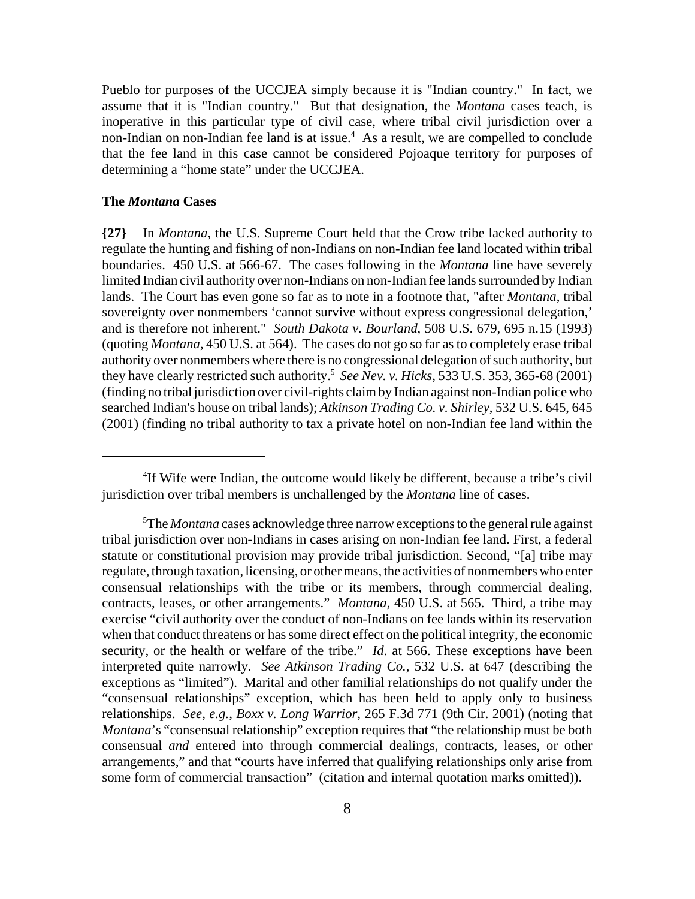Pueblo for purposes of the UCCJEA simply because it is "Indian country." In fact, we assume that it is "Indian country." But that designation, the *Montana* cases teach, is inoperative in this particular type of civil case, where tribal civil jurisdiction over a non-Indian on non-Indian fee land is at issue.[4] As a result, we are compelled to conclude that the fee land in this case cannot be considered Pojoaque territory for purposes of determining a "home state" under the UCCJEA.

### The *Montana* Cases

**{27}** In *Montana*, the U.S. Supreme Court held that the Crow tribe lacked authority to regulate the hunting and fishing of non-Indians on non-Indian fee land located within tribal boundaries. 450 U.S. at 566-67. The cases following in the *Montana* line have severely limited Indian civil authority over non-Indians on non-Indian fee lands surrounded by Indian lands. The Court has even gone so far as to note in a footnote that, "after *Montana*, tribal sovereignty over nonmembers 'cannot survive without express congressional delegation,' and is therefore not inherent." *South Dakota v. Bourland*, 508 U.S. 679, 695 n.15 (1993) (quoting *Montana*, 450 U.S. at 564). The cases do not go so far as to completely erase tribal authority over nonmembers where there is no congressional delegation of such authority, but they have clearly restricted such authority.[5] *See Nev. v. Hicks*, 533 U.S. 353, 365-68 (2001) (finding no tribal jurisdiction over civil-rights claim by Indian against non-Indian police who searched Indian's house on tribal lands); *Atkinson Trading Co. v. Shirley*, 532 U.S. 645, 645 (2001) (finding no tribal authority to tax a private hotel on non-Indian fee land within the

---

[4] If Wife were Indian, the outcome would likely be different, because a tribe's civil jurisdiction over tribal members is unchallenged by the *Montana* line of cases.

[5] The *Montana* cases acknowledge three narrow exceptions to the general rule against tribal jurisdiction over non-Indians in cases arising on non-Indian fee land. First, a federal statute or constitutional provision may provide tribal jurisdiction. Second, "[a] tribe may regulate, through taxation, licensing, or other means, the activities of nonmembers who enter consensual relationships with the tribe or its members, through commercial dealing, contracts, leases, or other arrangements." *Montana*, 450 U.S. at 565. Third, a tribe may exercise "civil authority over the conduct of non-Indians on fee lands within its reservation when that conduct threatens or has some direct effect on the political integrity, the economic security, or the health or welfare of the tribe." *Id*. at 566. These exceptions have been interpreted quite narrowly. *See Atkinson Trading Co.*, 532 U.S. at 647 (describing the exceptions as "limited"). Marital and other familial relationships do not qualify under the "consensual relationships" exception, which has been held to apply only to business relationships. *See, e.g.*, *Boxx v. Long Warrior*, 265 F.3d 771 (9th Cir. 2001) (noting that *Montana*'s "consensual relationship" exception requires that "the relationship must be both consensual *and* entered into through commercial dealings, contracts, leases, or other arrangements," and that "courts have inferred that qualifying relationships only arise from some form of commercial transaction" (citation and internal quotation marks omitted)).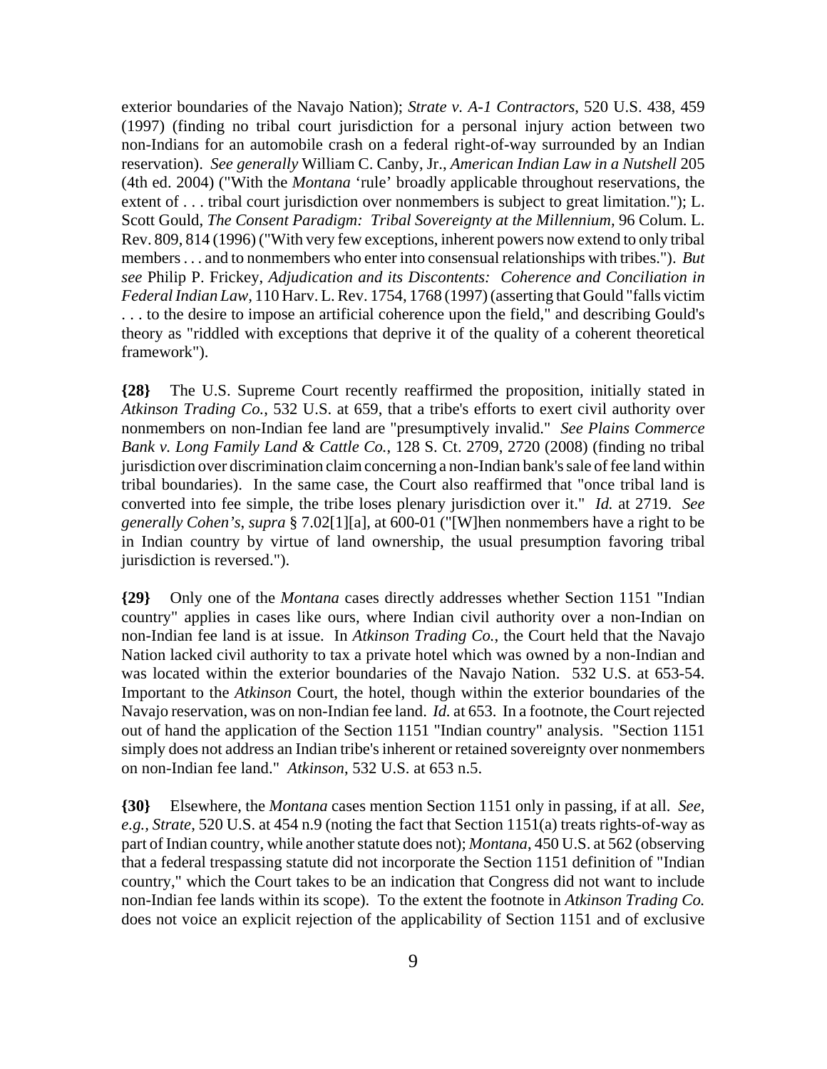exterior boundaries of the Navajo Nation); *Strate v. A-1 Contractors*, 520 U.S. 438, 459 (1997) (finding no tribal court jurisdiction for a personal injury action between two non-Indians for an automobile crash on a federal right-of-way surrounded by an Indian reservation). *See generally* William C. Canby, Jr., *American Indian Law in a Nutshell* 205 (4th ed. 2004) ("With the *Montana* 'rule' broadly applicable throughout reservations, the extent of . . . tribal court jurisdiction over nonmembers is subject to great limitation."); L. Scott Gould, *The Consent Paradigm: Tribal Sovereignty at the Millennium*, 96 Colum. L. Rev. 809, 814 (1996) ("With very few exceptions, inherent powers now extend to only tribal members . . . and to nonmembers who enter into consensual relationships with tribes."). *But see* Philip P. Frickey, *Adjudication and its Discontents: Coherence and Conciliation in Federal Indian Law*, 110 Harv. L. Rev. 1754, 1768 (1997) (asserting that Gould "falls victim . . . to the desire to impose an artificial coherence upon the field," and describing Gould's theory as "riddled with exceptions that deprive it of the quality of a coherent theoretical framework").

**{28}** The U.S. Supreme Court recently reaffirmed the proposition, initially stated in *Atkinson Trading Co.*, 532 U.S. at 659, that a tribe's efforts to exert civil authority over nonmembers on non-Indian fee land are "presumptively invalid." *See Plains Commerce Bank v. Long Family Land & Cattle Co.*, 128 S. Ct. 2709, 2720 (2008) (finding no tribal jurisdiction over discrimination claim concerning a non-Indian bank's sale of fee land within tribal boundaries). In the same case, the Court also reaffirmed that "once tribal land is converted into fee simple, the tribe loses plenary jurisdiction over it." *Id.* at 2719. *See generally Cohen's*, *supra* § 7.02[1][a], at 600-01 ("[W]hen nonmembers have a right to be in Indian country by virtue of land ownership, the usual presumption favoring tribal jurisdiction is reversed.").

**{29}** Only one of the *Montana* cases directly addresses whether Section 1151 "Indian country" applies in cases like ours, where Indian civil authority over a non-Indian on non-Indian fee land is at issue. In *Atkinson Trading Co.*, the Court held that the Navajo Nation lacked civil authority to tax a private hotel which was owned by a non-Indian and was located within the exterior boundaries of the Navajo Nation. 532 U.S. at 653-54. Important to the *Atkinson* Court, the hotel, though within the exterior boundaries of the Navajo reservation, was on non-Indian fee land. *Id.* at 653. In a footnote, the Court rejected out of hand the application of the Section 1151 "Indian country" analysis. "Section 1151 simply does not address an Indian tribe's inherent or retained sovereignty over nonmembers on non-Indian fee land." *Atkinson*, 532 U.S. at 653 n.5.

**{30}** Elsewhere, the *Montana* cases mention Section 1151 only in passing, if at all. *See, e.g.*, *Strate*, 520 U.S. at 454 n.9 (noting the fact that Section 1151(a) treats rights-of-way as part of Indian country, while another statute does not); *Montana*, 450 U.S. at 562 (observing that a federal trespassing statute did not incorporate the Section 1151 definition of "Indian country," which the Court takes to be an indication that Congress did not want to include non-Indian fee lands within its scope). To the extent the footnote in *Atkinson Trading Co.* does not voice an explicit rejection of the applicability of Section 1151 and of exclusive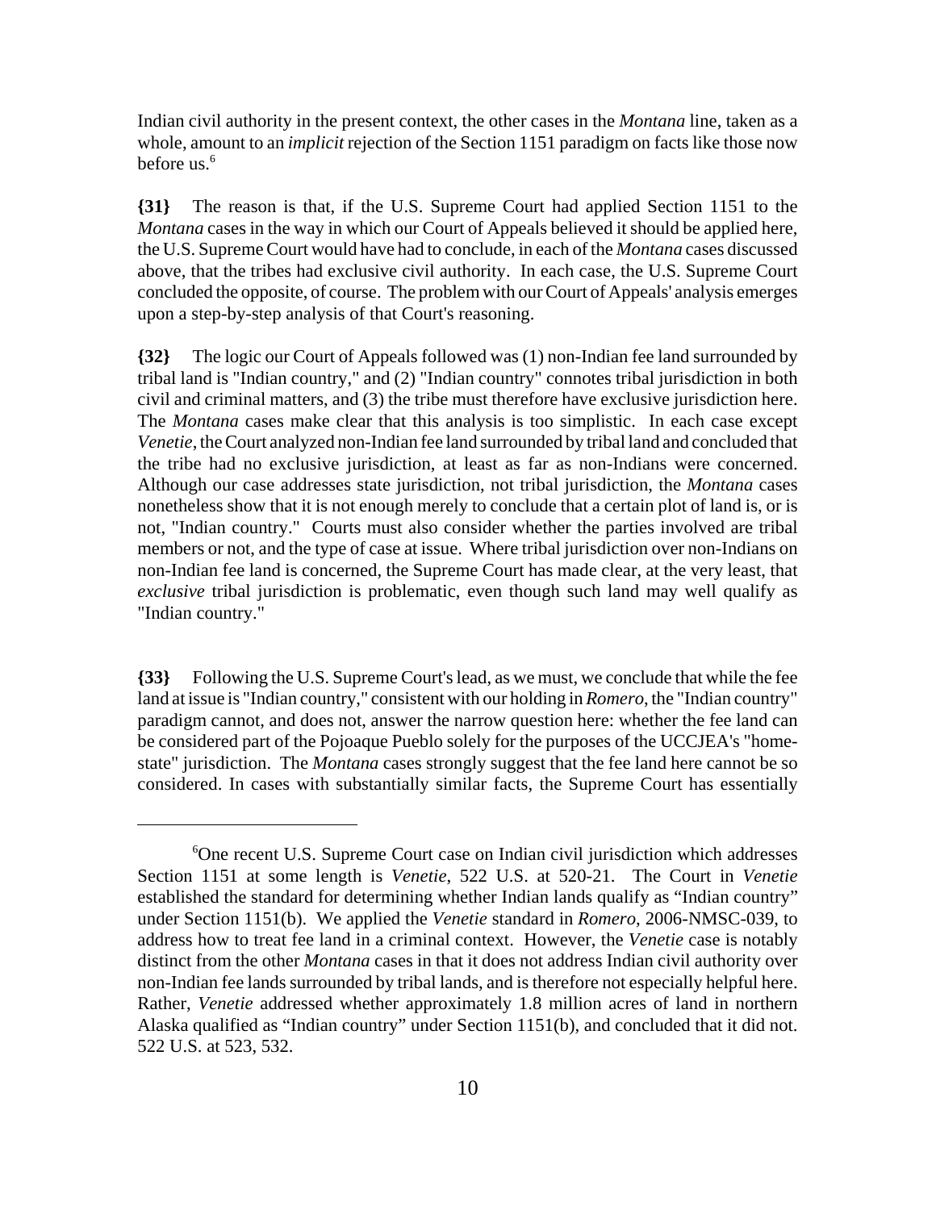Indian civil authority in the present context, the other cases in the *Montana* line, taken as a whole, amount to an *implicit* rejection of the Section 1151 paradigm on facts like those now before us.[6]

**{31}** The reason is that, if the U.S. Supreme Court had applied Section 1151 to the *Montana* cases in the way in which our Court of Appeals believed it should be applied here, the U.S. Supreme Court would have had to conclude, in each of the *Montana* cases discussed above, that the tribes had exclusive civil authority. In each case, the U.S. Supreme Court concluded the opposite, of course. The problem with our Court of Appeals' analysis emerges upon a step-by-step analysis of that Court's reasoning.

**{32}** The logic our Court of Appeals followed was (1) non-Indian fee land surrounded by tribal land is "Indian country," and (2) "Indian country" connotes tribal jurisdiction in both civil and criminal matters, and (3) the tribe must therefore have exclusive jurisdiction here. The *Montana* cases make clear that this analysis is too simplistic. In each case except *Venetie*, the Court analyzed non-Indian fee land surrounded by tribal land and concluded that the tribe had no exclusive jurisdiction, at least as far as non-Indians were concerned. Although our case addresses state jurisdiction, not tribal jurisdiction, the *Montana* cases nonetheless show that it is not enough merely to conclude that a certain plot of land is, or is not, "Indian country." Courts must also consider whether the parties involved are tribal members or not, and the type of case at issue. Where tribal jurisdiction over non-Indians on non-Indian fee land is concerned, the Supreme Court has made clear, at the very least, that *exclusive* tribal jurisdiction is problematic, even though such land may well qualify as "Indian country."

**{33}** Following the U.S. Supreme Court's lead, as we must, we conclude that while the fee land at issue is "Indian country," consistent with our holding in *Romero*, the "Indian country" paradigm cannot, and does not, answer the narrow question here: whether the fee land can be considered part of the Pojoaque Pueblo solely for the purposes of the UCCJEA's "home-state" jurisdiction. The *Montana* cases strongly suggest that the fee land here cannot be so considered. In cases with substantially similar facts, the Supreme Court has essentially

---

[6] One recent U.S. Supreme Court case on Indian civil jurisdiction which addresses Section 1151 at some length is *Venetie*, 522 U.S. at 520-21. The Court in *Venetie* established the standard for determining whether Indian lands qualify as "Indian country" under Section 1151(b). We applied the *Venetie* standard in *Romero*, 2006-NMSC-039, to address how to treat fee land in a criminal context. However, the *Venetie* case is notably distinct from the other *Montana* cases in that it does not address Indian civil authority over non-Indian fee lands surrounded by tribal lands, and is therefore not especially helpful here. Rather, *Venetie* addressed whether approximately 1.8 million acres of land in northern Alaska qualified as "Indian country" under Section 1151(b), and concluded that it did not. 522 U.S. at 523, 532.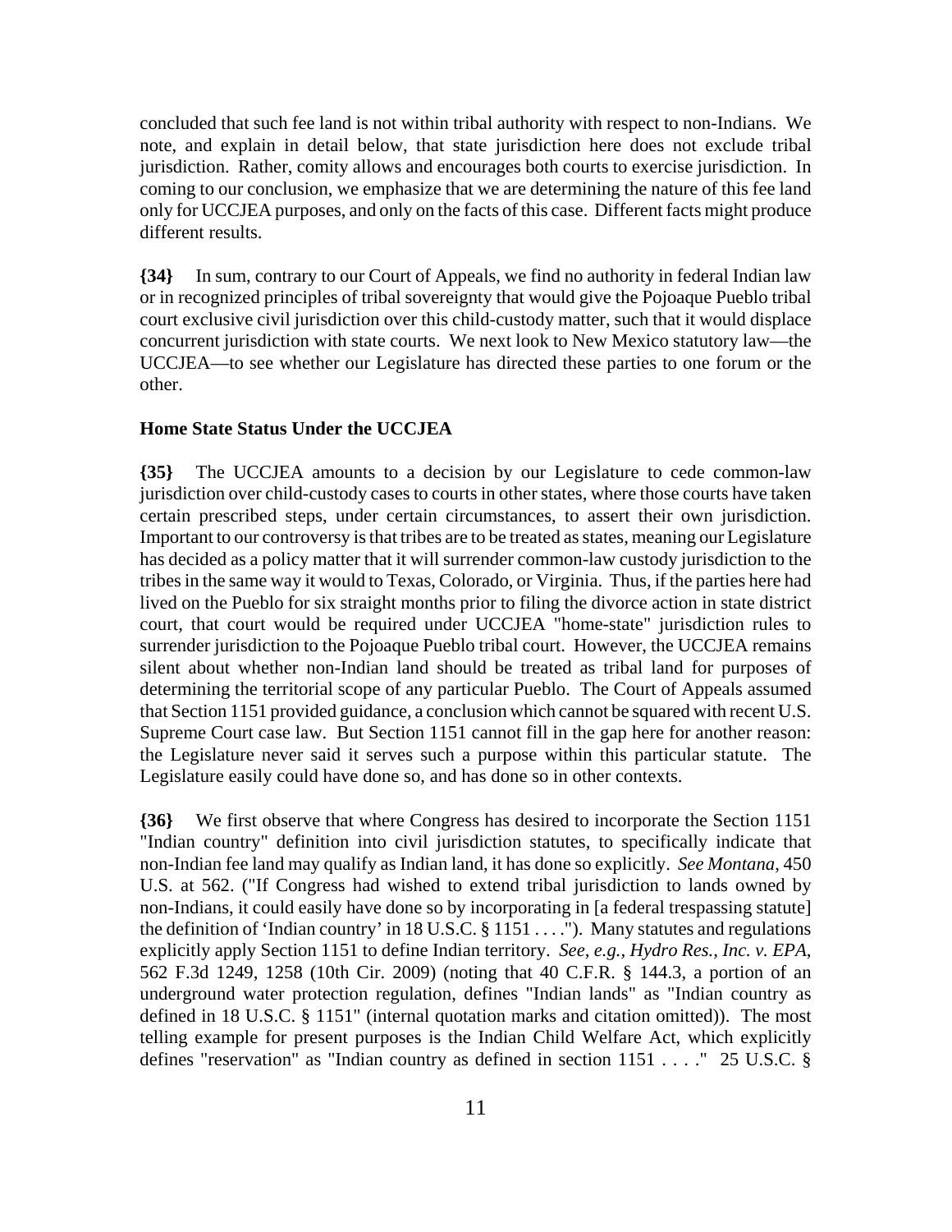concluded that such fee land is not within tribal authority with respect to non-Indians. We note, and explain in detail below, that state jurisdiction here does not exclude tribal jurisdiction. Rather, comity allows and encourages both courts to exercise jurisdiction. In coming to our conclusion, we emphasize that we are determining the nature of this fee land only for UCCJEA purposes, and only on the facts of this case. Different facts might produce different results.

**{34}** In sum, contrary to our Court of Appeals, we find no authority in federal Indian law or in recognized principles of tribal sovereignty that would give the Pojoaque Pueblo tribal court exclusive civil jurisdiction over this child-custody matter, such that it would displace concurrent jurisdiction with state courts. We next look to New Mexico statutory law—the UCCJEA—to see whether our Legislature has directed these parties to one forum or the other.

**Home State Status Under the UCCJEA**

**{35}** The UCCJEA amounts to a decision by our Legislature to cede common-law jurisdiction over child-custody cases to courts in other states, where those courts have taken certain prescribed steps, under certain circumstances, to assert their own jurisdiction. Important to our controversy is that tribes are to be treated as states, meaning our Legislature has decided as a policy matter that it will surrender common-law custody jurisdiction to the tribes in the same way it would to Texas, Colorado, or Virginia. Thus, if the parties here had lived on the Pueblo for six straight months prior to filing the divorce action in state district court, that court would be required under UCCJEA "home-state" jurisdiction rules to surrender jurisdiction to the Pojoaque Pueblo tribal court. However, the UCCJEA remains silent about whether non-Indian land should be treated as tribal land for purposes of determining the territorial scope of any particular Pueblo. The Court of Appeals assumed that Section 1151 provided guidance, a conclusion which cannot be squared with recent U.S. Supreme Court case law. But Section 1151 cannot fill in the gap here for another reason: the Legislature never said it serves such a purpose within this particular statute. The Legislature easily could have done so, and has done so in other contexts.

**{36}** We first observe that where Congress has desired to incorporate the Section 1151 "Indian country" definition into civil jurisdiction statutes, to specifically indicate that non-Indian fee land may qualify as Indian land, it has done so explicitly. *See Montana*, 450 U.S. at 562. ("If Congress had wished to extend tribal jurisdiction to lands owned by non-Indians, it could easily have done so by incorporating in [a federal trespassing statute] the definition of 'Indian country' in 18 U.S.C. § 1151 . . . ."). Many statutes and regulations explicitly apply Section 1151 to define Indian territory. *See, e.g., Hydro Res., Inc. v. EPA*, 562 F.3d 1249, 1258 (10th Cir. 2009) (noting that 40 C.F.R. § 144.3, a portion of an underground water protection regulation, defines "Indian lands" as "Indian country as defined in 18 U.S.C. § 1151" (internal quotation marks and citation omitted)). The most telling example for present purposes is the Indian Child Welfare Act, which explicitly defines "reservation" as "Indian country as defined in section 1151 . . . ." 25 U.S.C. §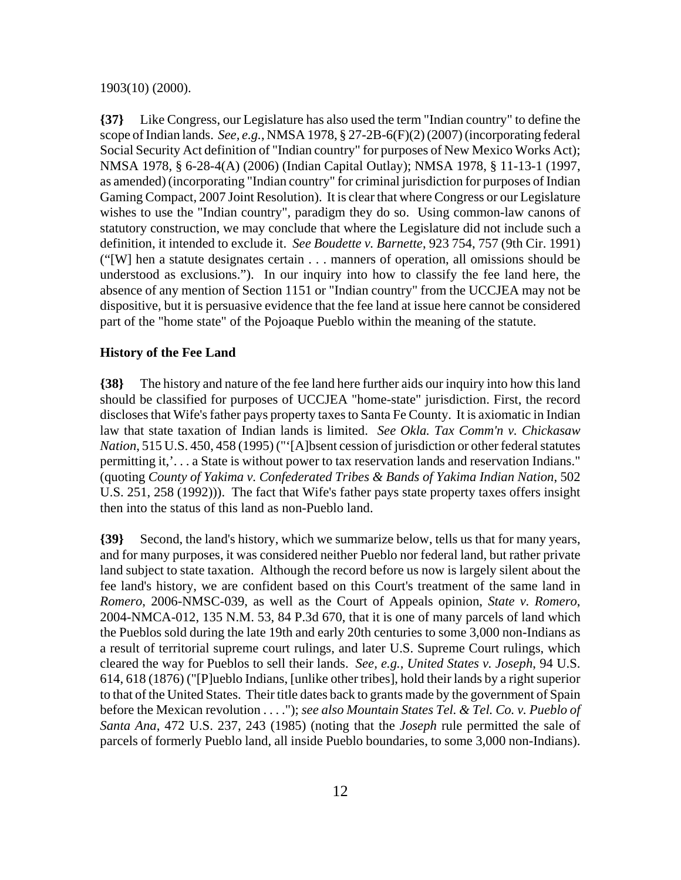1903(10) (2000).

**{37}** Like Congress, our Legislature has also used the term "Indian country" to define the scope of Indian lands. *See, e.g.*, NMSA 1978, § 27-2B-6(F)(2) (2007) (incorporating federal Social Security Act definition of "Indian country" for purposes of New Mexico Works Act); NMSA 1978, § 6-28-4(A) (2006) (Indian Capital Outlay); NMSA 1978, § 11-13-1 (1997, as amended) (incorporating "Indian country" for criminal jurisdiction for purposes of Indian Gaming Compact, 2007 Joint Resolution). It is clear that where Congress or our Legislature wishes to use the "Indian country", paradigm they do so. Using common-law canons of statutory construction, we may conclude that where the Legislature did not include such a definition, it intended to exclude it. *See Boudette v. Barnette*, 923 754, 757 (9th Cir. 1991) ("[W] hen a statute designates certain . . . manners of operation, all omissions should be understood as exclusions."). In our inquiry into how to classify the fee land here, the absence of any mention of Section 1151 or "Indian country" from the UCCJEA may not be dispositive, but it is persuasive evidence that the fee land at issue here cannot be considered part of the "home state" of the Pojoaque Pueblo within the meaning of the statute.

### History of the Fee Land

**{38}** The history and nature of the fee land here further aids our inquiry into how this land should be classified for purposes of UCCJEA "home-state" jurisdiction. First, the record discloses that Wife's father pays property taxes to Santa Fe County. It is axiomatic in Indian law that state taxation of Indian lands is limited. *See Okla. Tax Comm'n v. Chickasaw Nation*, 515 U.S. 450, 458 (1995) ("'[A]bsent cession of jurisdiction or other federal statutes permitting it,'. . . a State is without power to tax reservation lands and reservation Indians." (quoting *County of Yakima v. Confederated Tribes & Bands of Yakima Indian Nation*, 502 U.S. 251, 258 (1992))). The fact that Wife's father pays state property taxes offers insight then into the status of this land as non-Pueblo land.

**{39}** Second, the land's history, which we summarize below, tells us that for many years, and for many purposes, it was considered neither Pueblo nor federal land, but rather private land subject to state taxation. Although the record before us now is largely silent about the fee land's history, we are confident based on this Court's treatment of the same land in *Romero*, 2006-NMSC-039, as well as the Court of Appeals opinion, *State v. Romero*, 2004-NMCA-012, 135 N.M. 53, 84 P.3d 670, that it is one of many parcels of land which the Pueblos sold during the late 19th and early 20th centuries to some 3,000 non-Indians as a result of territorial supreme court rulings, and later U.S. Supreme Court rulings, which cleared the way for Pueblos to sell their lands. *See, e.g.*, *United States v. Joseph*, 94 U.S. 614, 618 (1876) ("[P]ueblo Indians, [unlike other tribes], hold their lands by a right superior to that of the United States. Their title dates back to grants made by the government of Spain before the Mexican revolution . . . ."); *see also Mountain States Tel. & Tel. Co. v. Pueblo of Santa Ana*, 472 U.S. 237, 243 (1985) (noting that the *Joseph* rule permitted the sale of parcels of formerly Pueblo land, all inside Pueblo boundaries, to some 3,000 non-Indians).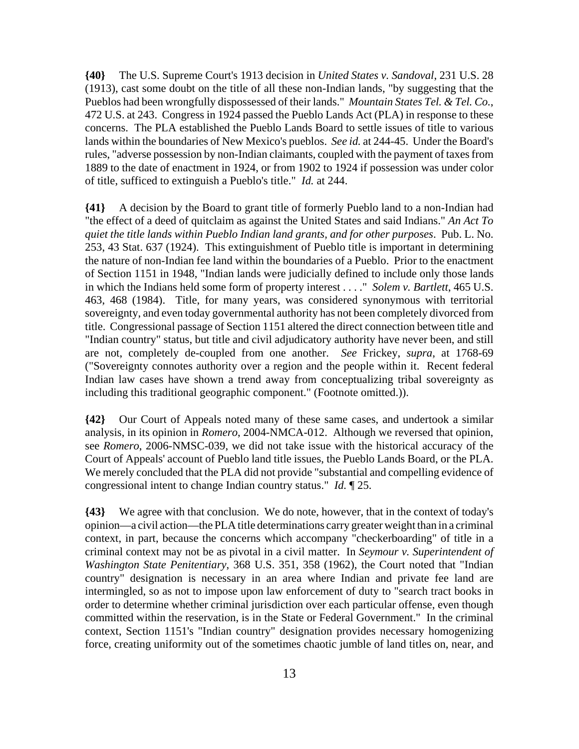**{40}** The U.S. Supreme Court's 1913 decision in *United States v. Sandoval*, 231 U.S. 28 (1913), cast some doubt on the title of all these non-Indian lands, "by suggesting that the Pueblos had been wrongfully dispossessed of their lands." *Mountain States Tel. & Tel. Co.*, 472 U.S. at 243. Congress in 1924 passed the Pueblo Lands Act (PLA) in response to these concerns. The PLA established the Pueblo Lands Board to settle issues of title to various lands within the boundaries of New Mexico's pueblos. *See id.* at 244-45. Under the Board's rules, "adverse possession by non-Indian claimants, coupled with the payment of taxes from 1889 to the date of enactment in 1924, or from 1902 to 1924 if possession was under color of title, sufficed to extinguish a Pueblo's title." *Id.* at 244.

**{41}** A decision by the Board to grant title of formerly Pueblo land to a non-Indian had "the effect of a deed of quitclaim as against the United States and said Indians." *An Act To quiet the title lands within Pueblo Indian land grants, and for other purposes*. Pub. L. No. 253, 43 Stat. 637 (1924). This extinguishment of Pueblo title is important in determining the nature of non-Indian fee land within the boundaries of a Pueblo. Prior to the enactment of Section 1151 in 1948, "Indian lands were judicially defined to include only those lands in which the Indians held some form of property interest . . . ." *Solem v. Bartlett*, 465 U.S. 463, 468 (1984). Title, for many years, was considered synonymous with territorial sovereignty, and even today governmental authority has not been completely divorced from title. Congressional passage of Section 1151 altered the direct connection between title and "Indian country" status, but title and civil adjudicatory authority have never been, and still are not, completely de-coupled from one another. *See* Frickey, *supra*, at 1768-69 ("Sovereignty connotes authority over a region and the people within it. Recent federal Indian law cases have shown a trend away from conceptualizing tribal sovereignty as including this traditional geographic component." (Footnote omitted.)).

**{42}** Our Court of Appeals noted many of these same cases, and undertook a similar analysis, in its opinion in *Romero*, 2004-NMCA-012. Although we reversed that opinion, see *Romero*, 2006-NMSC-039, we did not take issue with the historical accuracy of the Court of Appeals' account of Pueblo land title issues, the Pueblo Lands Board, or the PLA. We merely concluded that the PLA did not provide "substantial and compelling evidence of congressional intent to change Indian country status." *Id.* ¶ 25.

**{43}** We agree with that conclusion. We do note, however, that in the context of today's opinion—a civil action—the PLA title determinations carry greater weight than in a criminal context, in part, because the concerns which accompany "checkerboarding" of title in a criminal context may not be as pivotal in a civil matter. In *Seymour v. Superintendent of Washington State Penitentiary*, 368 U.S. 351, 358 (1962), the Court noted that "Indian country" designation is necessary in an area where Indian and private fee land are intermingled, so as not to impose upon law enforcement of duty to "search tract books in order to determine whether criminal jurisdiction over each particular offense, even though committed within the reservation, is in the State or Federal Government." In the criminal context, Section 1151's "Indian country" designation provides necessary homogenizing force, creating uniformity out of the sometimes chaotic jumble of land titles on, near, and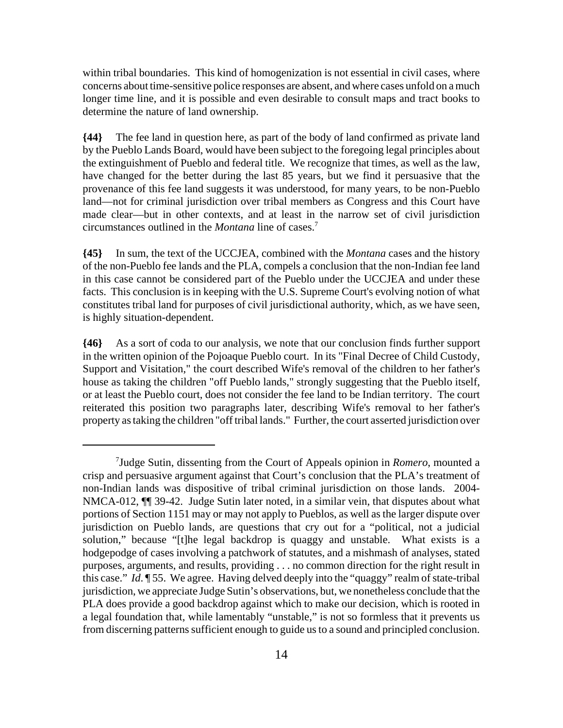within tribal boundaries. This kind of homogenization is not essential in civil cases, where concerns about time-sensitive police responses are absent, and where cases unfold on a much longer time line, and it is possible and even desirable to consult maps and tract books to determine the nature of land ownership.

**{44}** The fee land in question here, as part of the body of land confirmed as private land by the Pueblo Lands Board, would have been subject to the foregoing legal principles about the extinguishment of Pueblo and federal title. We recognize that times, as well as the law, have changed for the better during the last 85 years, but we find it persuasive that the provenance of this fee land suggests it was understood, for many years, to be non-Pueblo land—not for criminal jurisdiction over tribal members as Congress and this Court have made clear—but in other contexts, and at least in the narrow set of civil jurisdiction circumstances outlined in the *Montana* line of cases.[7]

**{45}** In sum, the text of the UCCJEA, combined with the *Montana* cases and the history of the non-Pueblo fee lands and the PLA, compels a conclusion that the non-Indian fee land in this case cannot be considered part of the Pueblo under the UCCJEA and under these facts. This conclusion is in keeping with the U.S. Supreme Court's evolving notion of what constitutes tribal land for purposes of civil jurisdictional authority, which, as we have seen, is highly situation-dependent.

**{46}** As a sort of coda to our analysis, we note that our conclusion finds further support in the written opinion of the Pojoaque Pueblo court. In its "Final Decree of Child Custody, Support and Visitation," the court described Wife's removal of the children to her father's house as taking the children "off Pueblo lands," strongly suggesting that the Pueblo itself, or at least the Pueblo court, does not consider the fee land to be Indian territory. The court reiterated this position two paragraphs later, describing Wife's removal to her father's property as taking the children "off tribal lands." Further, the court asserted jurisdiction over

---

[7] Judge Sutin, dissenting from the Court of Appeals opinion in *Romero*, mounted a crisp and persuasive argument against that Court's conclusion that the PLA's treatment of non-Indian lands was dispositive of tribal criminal jurisdiction on those lands. 2004-NMCA-012, ¶¶ 39-42. Judge Sutin later noted, in a similar vein, that disputes about what portions of Section 1151 may or may not apply to Pueblos, as well as the larger dispute over jurisdiction on Pueblo lands, are questions that cry out for a "political, not a judicial solution," because "[t]he legal backdrop is quaggy and unstable. What exists is a hodgepodge of cases involving a patchwork of statutes, and a mishmash of analyses, stated purposes, arguments, and results, providing . . . no common direction for the right result in this case." *Id.* ¶ 55. We agree. Having delved deeply into the "quaggy" realm of state-tribal jurisdiction, we appreciate Judge Sutin's observations, but, we nonetheless conclude that the PLA does provide a good backdrop against which to make our decision, which is rooted in a legal foundation that, while lamentably "unstable," is not so formless that it prevents us from discerning patterns sufficient enough to guide us to a sound and principled conclusion.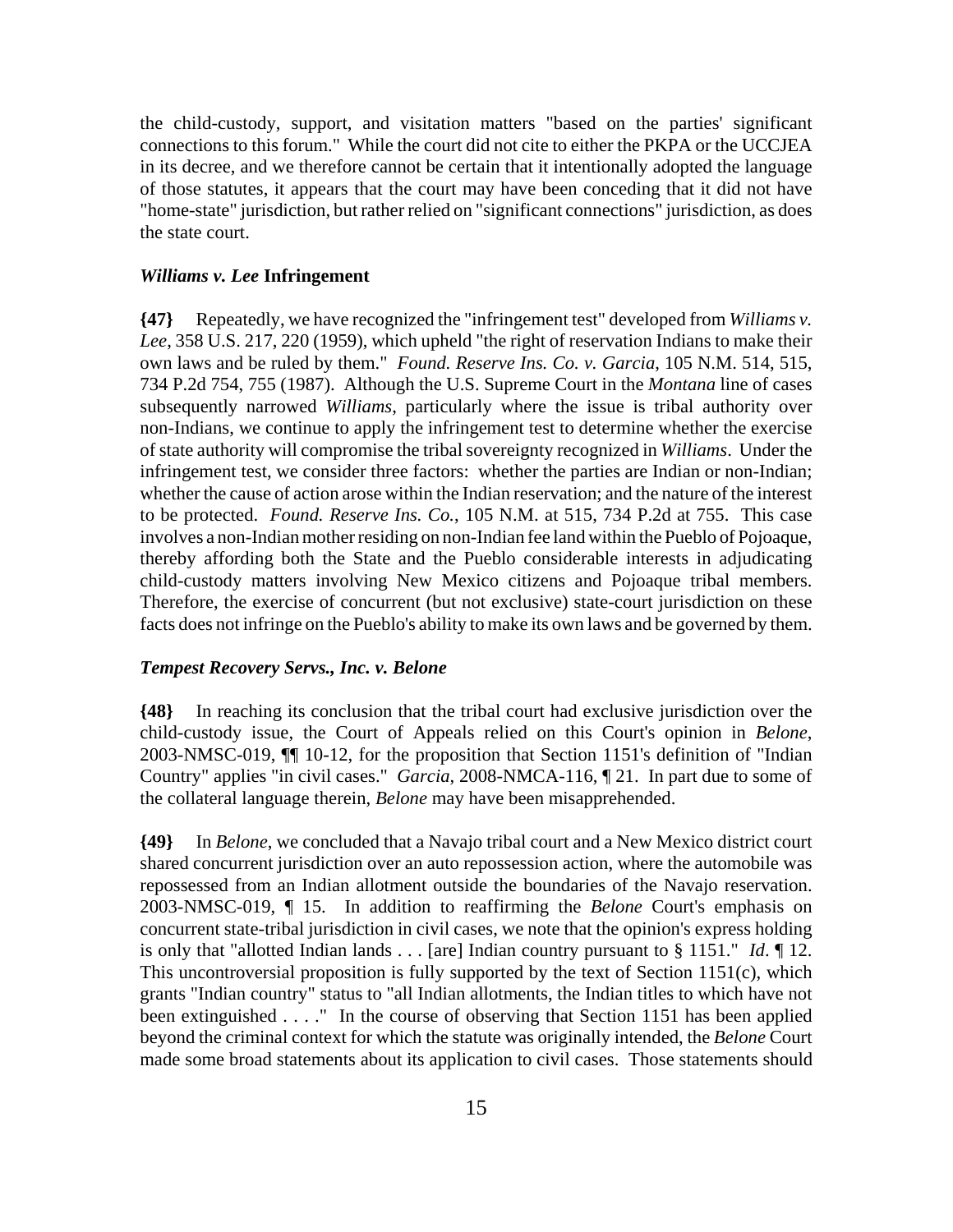the child-custody, support, and visitation matters "based on the parties' significant connections to this forum." While the court did not cite to either the PKPA or the UCCJEA in its decree, and we therefore cannot be certain that it intentionally adopted the language of those statutes, it appears that the court may have been conceding that it did not have "home-state" jurisdiction, but rather relied on "significant connections" jurisdiction, as does the state court.

### *Williams v. Lee* Infringement

**{47}** Repeatedly, we have recognized the "infringement test" developed from *Williams v. Lee*, 358 U.S. 217, 220 (1959), which upheld "the right of reservation Indians to make their own laws and be ruled by them." *Found. Reserve Ins. Co. v. Garcia*, 105 N.M. 514, 515, 734 P.2d 754, 755 (1987). Although the U.S. Supreme Court in the *Montana* line of cases subsequently narrowed *Williams*, particularly where the issue is tribal authority over non-Indians, we continue to apply the infringement test to determine whether the exercise of state authority will compromise the tribal sovereignty recognized in *Williams*. Under the infringement test, we consider three factors: whether the parties are Indian or non-Indian; whether the cause of action arose within the Indian reservation; and the nature of the interest to be protected. *Found. Reserve Ins. Co.*, 105 N.M. at 515, 734 P.2d at 755. This case involves a non-Indian mother residing on non-Indian fee land within the Pueblo of Pojoaque, thereby affording both the State and the Pueblo considerable interests in adjudicating child-custody matters involving New Mexico citizens and Pojoaque tribal members. Therefore, the exercise of concurrent (but not exclusive) state-court jurisdiction on these facts does not infringe on the Pueblo's ability to make its own laws and be governed by them.

### *Tempest Recovery Servs., Inc. v. Belone*

**{48}** In reaching its conclusion that the tribal court had exclusive jurisdiction over the child-custody issue, the Court of Appeals relied on this Court's opinion in *Belone*, 2003-NMSC-019, ¶¶ 10-12, for the proposition that Section 1151's definition of "Indian Country" applies "in civil cases." *Garcia*, 2008-NMCA-116, ¶ 21. In part due to some of the collateral language therein, *Belone* may have been misapprehended.

**{49}** In *Belone*, we concluded that a Navajo tribal court and a New Mexico district court shared concurrent jurisdiction over an auto repossession action, where the automobile was repossessed from an Indian allotment outside the boundaries of the Navajo reservation. 2003-NMSC-019, ¶ 15. In addition to reaffirming the *Belone* Court's emphasis on concurrent state-tribal jurisdiction in civil cases, we note that the opinion's express holding is only that "allotted Indian lands . . . [are] Indian country pursuant to § 1151." *Id*. ¶ 12. This uncontroversial proposition is fully supported by the text of Section 1151(c), which grants "Indian country" status to "all Indian allotments, the Indian titles to which have not been extinguished . . . ." In the course of observing that Section 1151 has been applied beyond the criminal context for which the statute was originally intended, the *Belone* Court made some broad statements about its application to civil cases. Those statements should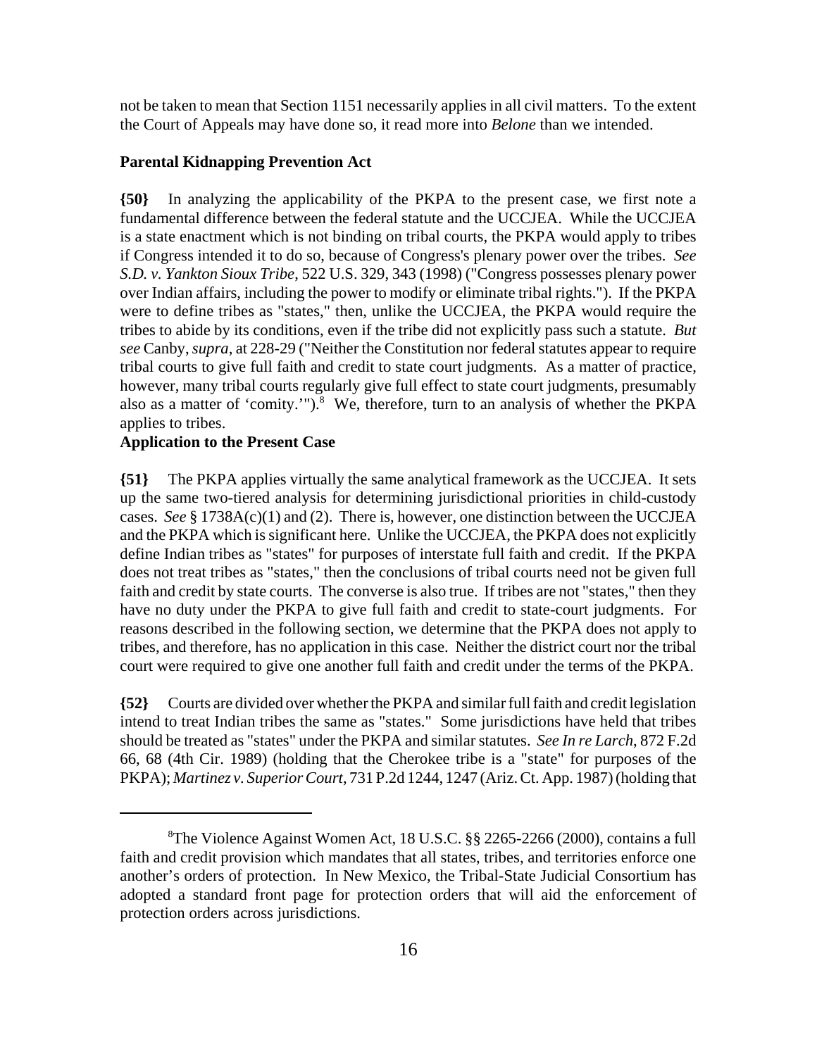not be taken to mean that Section 1151 necessarily applies in all civil matters. To the extent the Court of Appeals may have done so, it read more into *Belone* than we intended.

**Parental Kidnapping Prevention Act**

**{50}** In analyzing the applicability of the PKPA to the present case, we first note a fundamental difference between the federal statute and the UCCJEA. While the UCCJEA is a state enactment which is not binding on tribal courts, the PKPA would apply to tribes if Congress intended it to do so, because of Congress's plenary power over the tribes. *See S.D. v. Yankton Sioux Tribe*, 522 U.S. 329, 343 (1998) ("Congress possesses plenary power over Indian affairs, including the power to modify or eliminate tribal rights."). If the PKPA were to define tribes as "states," then, unlike the UCCJEA, the PKPA would require the tribes to abide by its conditions, even if the tribe did not explicitly pass such a statute. *But see* Canby, *supra*, at 228-29 ("Neither the Constitution nor federal statutes appear to require tribal courts to give full faith and credit to state court judgments. As a matter of practice, however, many tribal courts regularly give full effect to state court judgments, presumably also as a matter of 'comity.'").[8] We, therefore, turn to an analysis of whether the PKPA applies to tribes.

**Application to the Present Case**

**{51}** The PKPA applies virtually the same analytical framework as the UCCJEA. It sets up the same two-tiered analysis for determining jurisdictional priorities in child-custody cases. *See* § 1738A(c)(1) and (2). There is, however, one distinction between the UCCJEA and the PKPA which is significant here. Unlike the UCCJEA, the PKPA does not explicitly define Indian tribes as "states" for purposes of interstate full faith and credit. If the PKPA does not treat tribes as "states," then the conclusions of tribal courts need not be given full faith and credit by state courts. The converse is also true. If tribes are not "states," then they have no duty under the PKPA to give full faith and credit to state-court judgments. For reasons described in the following section, we determine that the PKPA does not apply to tribes, and therefore, has no application in this case. Neither the district court nor the tribal court were required to give one another full faith and credit under the terms of the PKPA.

**{52}** Courts are divided over whether the PKPA and similar full faith and credit legislation intend to treat Indian tribes the same as "states." Some jurisdictions have held that tribes should be treated as "states" under the PKPA and similar statutes. *See In re Larch*, 872 F.2d 66, 68 (4th Cir. 1989) (holding that the Cherokee tribe is a "state" for purposes of the PKPA); *Martinez v. Superior Court*, 731 P.2d 1244, 1247 (Ariz. Ct. App. 1987) (holding that

---

[8] The Violence Against Women Act, 18 U.S.C. §§ 2265-2266 (2000), contains a full faith and credit provision which mandates that all states, tribes, and territories enforce one another's orders of protection. In New Mexico, the Tribal-State Judicial Consortium has adopted a standard front page for protection orders that will aid the enforcement of protection orders across jurisdictions.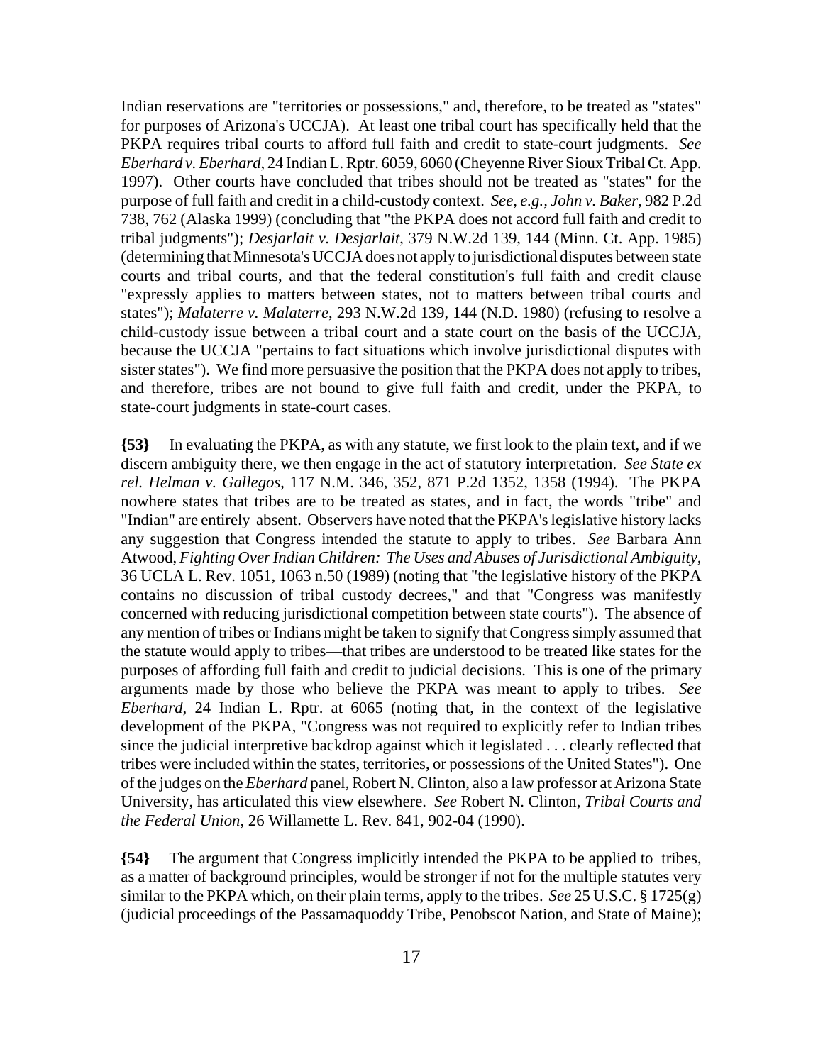Indian reservations are "territories or possessions," and, therefore, to be treated as "states" for purposes of Arizona's UCCJA). At least one tribal court has specifically held that the PKPA requires tribal courts to afford full faith and credit to state-court judgments. *See Eberhard v. Eberhard*, 24 Indian L. Rptr. 6059, 6060 (Cheyenne River Sioux Tribal Ct. App. 1997). Other courts have concluded that tribes should not be treated as "states" for the purpose of full faith and credit in a child-custody context. *See, e.g.*, *John v. Baker*, 982 P.2d 738, 762 (Alaska 1999) (concluding that "the PKPA does not accord full faith and credit to tribal judgments"); *Desjarlait v. Desjarlait*, 379 N.W.2d 139, 144 (Minn. Ct. App. 1985) (determining that Minnesota's UCCJA does not apply to jurisdictional disputes between state courts and tribal courts, and that the federal constitution's full faith and credit clause "expressly applies to matters between states, not to matters between tribal courts and states"); *Malaterre v. Malaterre*, 293 N.W.2d 139, 144 (N.D. 1980) (refusing to resolve a child-custody issue between a tribal court and a state court on the basis of the UCCJA, because the UCCJA "pertains to fact situations which involve jurisdictional disputes with sister states"). We find more persuasive the position that the PKPA does not apply to tribes, and therefore, tribes are not bound to give full faith and credit, under the PKPA, to state-court judgments in state-court cases.

**{53}** In evaluating the PKPA, as with any statute, we first look to the plain text, and if we discern ambiguity there, we then engage in the act of statutory interpretation. *See State ex rel. Helman v. Gallegos*, 117 N.M. 346, 352, 871 P.2d 1352, 1358 (1994). The PKPA nowhere states that tribes are to be treated as states, and in fact, the words "tribe" and "Indian" are entirely absent. Observers have noted that the PKPA's legislative history lacks any suggestion that Congress intended the statute to apply to tribes. *See* Barbara Ann Atwood, *Fighting Over Indian Children: The Uses and Abuses of Jurisdictional Ambiguity*, 36 UCLA L. Rev. 1051, 1063 n.50 (1989) (noting that "the legislative history of the PKPA contains no discussion of tribal custody decrees," and that "Congress was manifestly concerned with reducing jurisdictional competition between state courts"). The absence of any mention of tribes or Indians might be taken to signify that Congress simply assumed that the statute would apply to tribes—that tribes are understood to be treated like states for the purposes of affording full faith and credit to judicial decisions. This is one of the primary arguments made by those who believe the PKPA was meant to apply to tribes. *See Eberhard*, 24 Indian L. Rptr. at 6065 (noting that, in the context of the legislative development of the PKPA, "Congress was not required to explicitly refer to Indian tribes since the judicial interpretive backdrop against which it legislated . . . clearly reflected that tribes were included within the states, territories, or possessions of the United States"). One of the judges on the *Eberhard* panel, Robert N. Clinton, also a law professor at Arizona State University, has articulated this view elsewhere. *See* Robert N. Clinton, *Tribal Courts and the Federal Union*, 26 Willamette L. Rev. 841, 902-04 (1990).

**{54}** The argument that Congress implicitly intended the PKPA to be applied to tribes, as a matter of background principles, would be stronger if not for the multiple statutes very similar to the PKPA which, on their plain terms, apply to the tribes. *See* 25 U.S.C. § 1725(g) (judicial proceedings of the Passamaquoddy Tribe, Penobscot Nation, and State of Maine);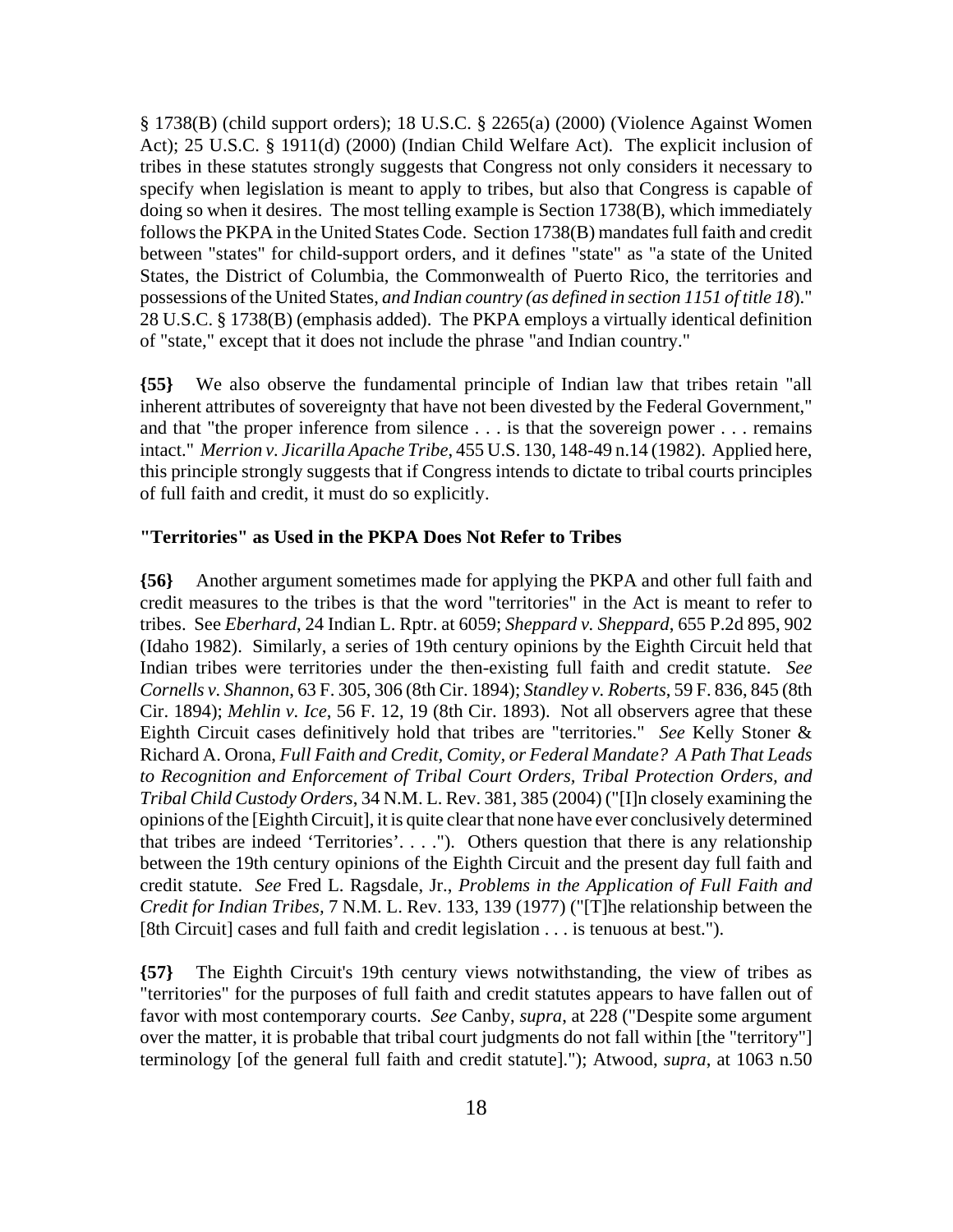§ 1738(B) (child support orders); 18 U.S.C. § 2265(a) (2000) (Violence Against Women Act); 25 U.S.C. § 1911(d) (2000) (Indian Child Welfare Act). The explicit inclusion of tribes in these statutes strongly suggests that Congress not only considers it necessary to specify when legislation is meant to apply to tribes, but also that Congress is capable of doing so when it desires. The most telling example is Section 1738(B), which immediately follows the PKPA in the United States Code. Section 1738(B) mandates full faith and credit between "states" for child-support orders, and it defines "state" as "a state of the United States, the District of Columbia, the Commonwealth of Puerto Rico, the territories and possessions of the United States, *and Indian country (as defined in section 1151 of title 18*)." 28 U.S.C. § 1738(B) (emphasis added). The PKPA employs a virtually identical definition of "state," except that it does not include the phrase "and Indian country."

**{55}** We also observe the fundamental principle of Indian law that tribes retain "all inherent attributes of sovereignty that have not been divested by the Federal Government," and that "the proper inference from silence . . . is that the sovereign power . . . remains intact." *Merrion v. Jicarilla Apache Tribe*, 455 U.S. 130, 148-49 n.14 (1982). Applied here, this principle strongly suggests that if Congress intends to dictate to tribal courts principles of full faith and credit, it must do so explicitly.

**"Territories" as Used in the PKPA Does Not Refer to Tribes**

**{56}** Another argument sometimes made for applying the PKPA and other full faith and credit measures to the tribes is that the word "territories" in the Act is meant to refer to tribes. See *Eberhard*, 24 Indian L. Rptr. at 6059; *Sheppard v. Sheppard*, 655 P.2d 895, 902 (Idaho 1982). Similarly, a series of 19th century opinions by the Eighth Circuit held that Indian tribes were territories under the then-existing full faith and credit statute. *See Cornells v. Shannon*, 63 F. 305, 306 (8th Cir. 1894); *Standley v. Roberts*, 59 F. 836, 845 (8th Cir. 1894); *Mehlin v. Ice*, 56 F. 12, 19 (8th Cir. 1893). Not all observers agree that these Eighth Circuit cases definitively hold that tribes are "territories." *See* Kelly Stoner & Richard A. Orona, *Full Faith and Credit, Comity, or Federal Mandate? A Path That Leads to Recognition and Enforcement of Tribal Court Orders, Tribal Protection Orders, and Tribal Child Custody Orders*, 34 N.M. L. Rev. 381, 385 (2004) ("[I]n closely examining the opinions of the [Eighth Circuit], it is quite clear that none have ever conclusively determined that tribes are indeed 'Territories'. . . ."). Others question that there is any relationship between the 19th century opinions of the Eighth Circuit and the present day full faith and credit statute. *See* Fred L. Ragsdale, Jr., *Problems in the Application of Full Faith and Credit for Indian Tribes,* 7 N.M. L. Rev. 133, 139 (1977) ("[T]he relationship between the [8th Circuit] cases and full faith and credit legislation . . . is tenuous at best.").

**{57}** The Eighth Circuit's 19th century views notwithstanding, the view of tribes as "territories" for the purposes of full faith and credit statutes appears to have fallen out of favor with most contemporary courts. *See* Canby, *supra*, at 228 ("Despite some argument over the matter, it is probable that tribal court judgments do not fall within [the "territory"] terminology [of the general full faith and credit statute]."); Atwood, *supra*, at 1063 n.50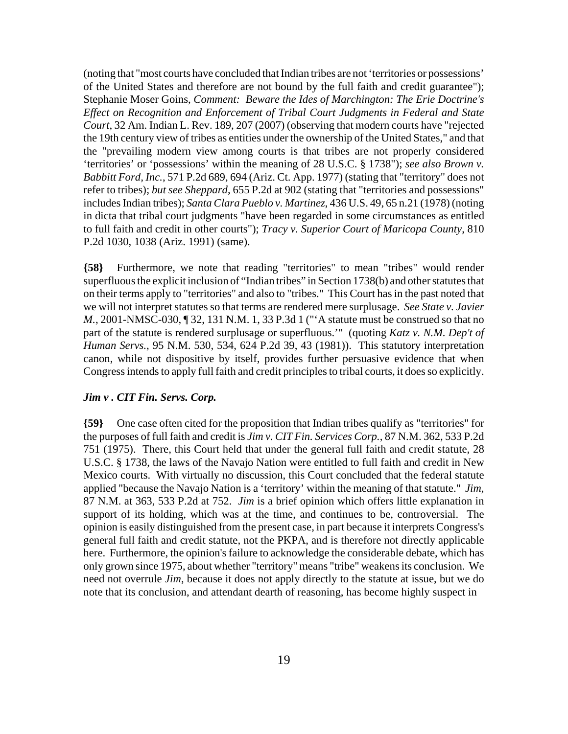(noting that "most courts have concluded that Indian tribes are not 'territories or possessions' of the United States and therefore are not bound by the full faith and credit guarantee"); Stephanie Moser Goins, *Comment: Beware the Ides of Marchington: The Erie Doctrine's Effect on Recognition and Enforcement of Tribal Court Judgments in Federal and State Court*, 32 Am. Indian L. Rev. 189, 207 (2007) (observing that modern courts have "rejected the 19th century view of tribes as entities under the ownership of the United States," and that the "prevailing modern view among courts is that tribes are not properly considered 'territories' or 'possessions' within the meaning of 28 U.S.C. § 1738"); *see also Brown v. Babbitt Ford, Inc.*, 571 P.2d 689, 694 (Ariz. Ct. App. 1977) (stating that "territory" does not refer to tribes); *but see Sheppard*, 655 P.2d at 902 (stating that "territories and possessions" includes Indian tribes); *Santa Clara Pueblo v. Martinez*, 436 U.S. 49, 65 n.21 (1978) (noting in dicta that tribal court judgments "have been regarded in some circumstances as entitled to full faith and credit in other courts"); *Tracy v. Superior Court of Maricopa County*, 810 P.2d 1030, 1038 (Ariz. 1991) (same).

**{58}** Furthermore, we note that reading "territories" to mean "tribes" would render superfluous the explicit inclusion of "Indian tribes" in Section 1738(b) and other statutes that on their terms apply to "territories" and also to "tribes." This Court has in the past noted that we will not interpret statutes so that terms are rendered mere surplusage. *See State v. Javier M.*, 2001-NMSC-030, ¶ 32, 131 N.M. 1, 33 P.3d 1 ("'A statute must be construed so that no part of the statute is rendered surplusage or superfluous.'" (quoting *Katz v. N.M. Dep't of Human Servs.*, 95 N.M. 530, 534, 624 P.2d 39, 43 (1981)). This statutory interpretation canon, while not dispositive by itself, provides further persuasive evidence that when Congress intends to apply full faith and credit principles to tribal courts, it does so explicitly.

***Jim v . CIT Fin. Servs. Corp.***

**{59}** One case often cited for the proposition that Indian tribes qualify as "territories" for the purposes of full faith and credit is *Jim v. CIT Fin. Services Corp.*, 87 N.M. 362, 533 P.2d 751 (1975). There, this Court held that under the general full faith and credit statute, 28 U.S.C. § 1738, the laws of the Navajo Nation were entitled to full faith and credit in New Mexico courts. With virtually no discussion, this Court concluded that the federal statute applied "because the Navajo Nation is a 'territory' within the meaning of that statute." *Jim*, 87 N.M. at 363, 533 P.2d at 752. *Jim* is a brief opinion which offers little explanation in support of its holding, which was at the time, and continues to be, controversial. The opinion is easily distinguished from the present case, in part because it interprets Congress's general full faith and credit statute, not the PKPA, and is therefore not directly applicable here. Furthermore, the opinion's failure to acknowledge the considerable debate, which has only grown since 1975, about whether "territory" means "tribe" weakens its conclusion. We need not overrule *Jim*, because it does not apply directly to the statute at issue, but we do note that its conclusion, and attendant dearth of reasoning, has become highly suspect in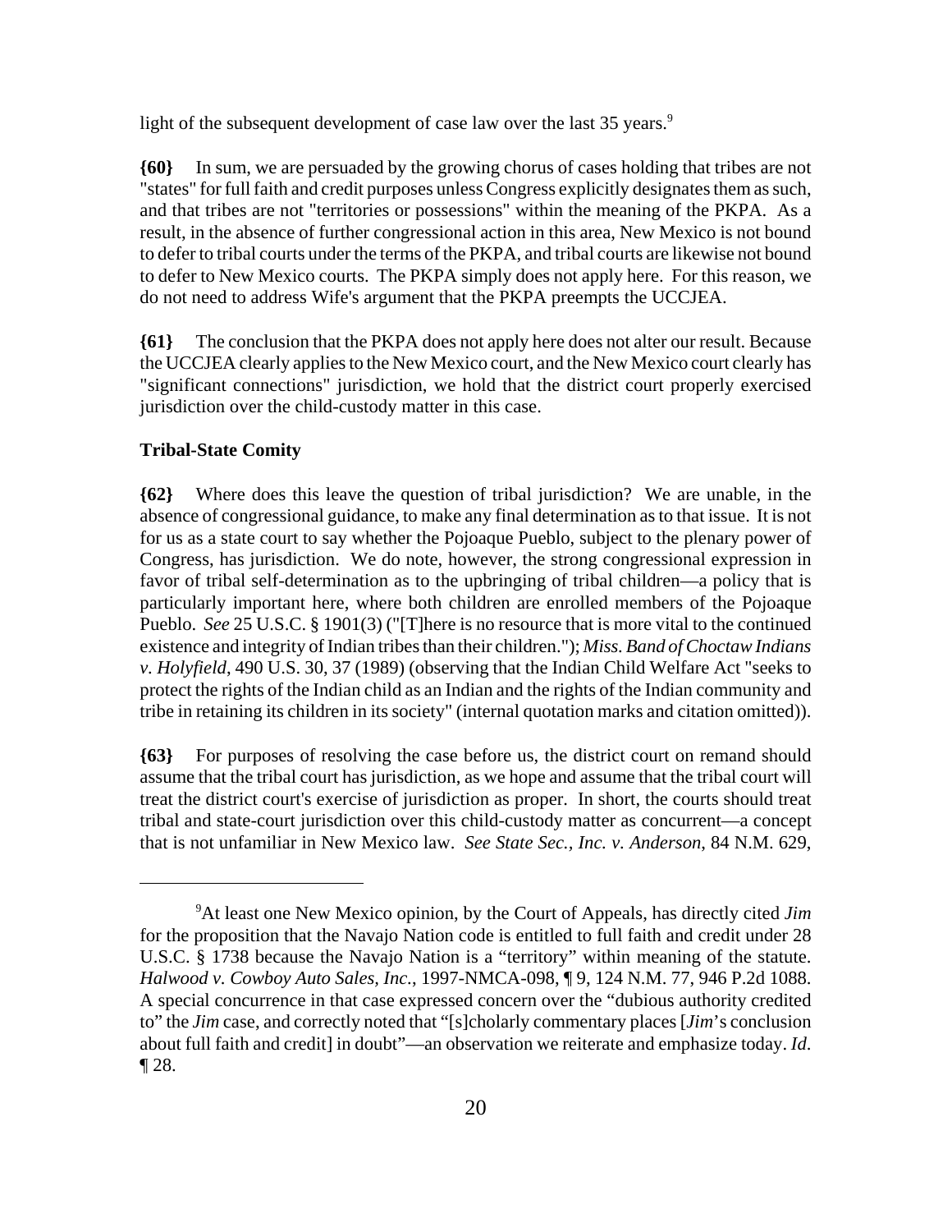light of the subsequent development of case law over the last 35 years.[9]

**{60}** In sum, we are persuaded by the growing chorus of cases holding that tribes are not "states" for full faith and credit purposes unless Congress explicitly designates them as such, and that tribes are not "territories or possessions" within the meaning of the PKPA. As a result, in the absence of further congressional action in this area, New Mexico is not bound to defer to tribal courts under the terms of the PKPA, and tribal courts are likewise not bound to defer to New Mexico courts. The PKPA simply does not apply here. For this reason, we do not need to address Wife's argument that the PKPA preempts the UCCJEA.

**{61}** The conclusion that the PKPA does not apply here does not alter our result. Because the UCCJEA clearly applies to the New Mexico court, and the New Mexico court clearly has "significant connections" jurisdiction, we hold that the district court properly exercised jurisdiction over the child-custody matter in this case.

**Tribal-State Comity**

**{62}** Where does this leave the question of tribal jurisdiction? We are unable, in the absence of congressional guidance, to make any final determination as to that issue. It is not for us as a state court to say whether the Pojoaque Pueblo, subject to the plenary power of Congress, has jurisdiction. We do note, however, the strong congressional expression in favor of tribal self-determination as to the upbringing of tribal children—a policy that is particularly important here, where both children are enrolled members of the Pojoaque Pueblo. *See* 25 U.S.C. § 1901(3) ("[T]here is no resource that is more vital to the continued existence and integrity of Indian tribes than their children."); *Miss. Band of Choctaw Indians v. Holyfield*, 490 U.S. 30, 37 (1989) (observing that the Indian Child Welfare Act "seeks to protect the rights of the Indian child as an Indian and the rights of the Indian community and tribe in retaining its children in its society" (internal quotation marks and citation omitted)).

**{63}** For purposes of resolving the case before us, the district court on remand should assume that the tribal court has jurisdiction, as we hope and assume that the tribal court will treat the district court's exercise of jurisdiction as proper. In short, the courts should treat tribal and state-court jurisdiction over this child-custody matter as concurrent—a concept that is not unfamiliar in New Mexico law. *See State Sec., Inc. v. Anderson*, 84 N.M. 629,

---

[9]At least one New Mexico opinion, by the Court of Appeals, has directly cited *Jim* for the proposition that the Navajo Nation code is entitled to full faith and credit under 28 U.S.C. § 1738 because the Navajo Nation is a "territory" within meaning of the statute. *Halwood v. Cowboy Auto Sales, Inc.*, 1997-NMCA-098, ¶ 9, 124 N.M. 77, 946 P.2d 1088. A special concurrence in that case expressed concern over the "dubious authority credited to" the *Jim* case, and correctly noted that "[s]cholarly commentary places [*Jim*'s conclusion about full faith and credit] in doubt"—an observation we reiterate and emphasize today. *Id.* ¶ 28.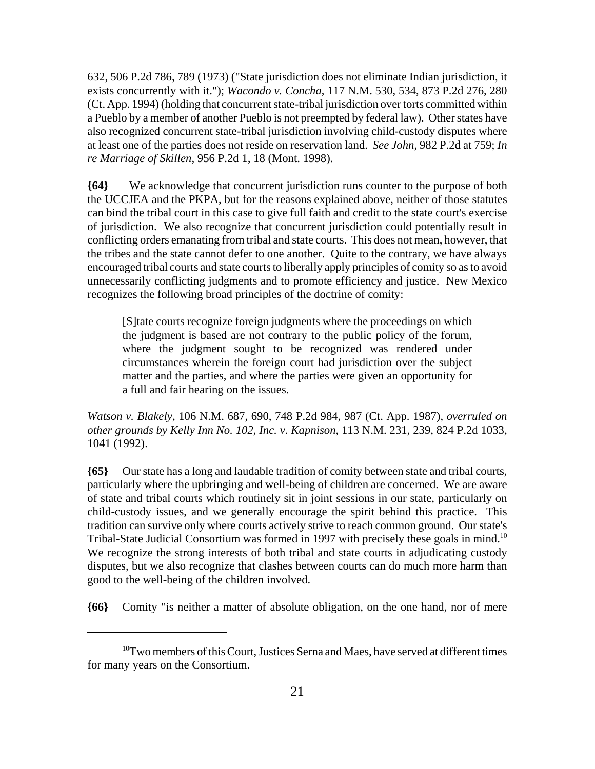632, 506 P.2d 786, 789 (1973) ("State jurisdiction does not eliminate Indian jurisdiction, it exists concurrently with it."); *Wacondo v. Concha*, 117 N.M. 530, 534, 873 P.2d 276, 280 (Ct. App. 1994) (holding that concurrent state-tribal jurisdiction over torts committed within a Pueblo by a member of another Pueblo is not preempted by federal law). Other states have also recognized concurrent state-tribal jurisdiction involving child-custody disputes where at least one of the parties does not reside on reservation land. *See John*, 982 P.2d at 759; *In re Marriage of Skillen*, 956 P.2d 1, 18 (Mont. 1998).

**{64}** We acknowledge that concurrent jurisdiction runs counter to the purpose of both the UCCJEA and the PKPA, but for the reasons explained above, neither of those statutes can bind the tribal court in this case to give full faith and credit to the state court's exercise of jurisdiction. We also recognize that concurrent jurisdiction could potentially result in conflicting orders emanating from tribal and state courts. This does not mean, however, that the tribes and the state cannot defer to one another. Quite to the contrary, we have always encouraged tribal courts and state courts to liberally apply principles of comity so as to avoid unnecessarily conflicting judgments and to promote efficiency and justice. New Mexico recognizes the following broad principles of the doctrine of comity:

> [S]tate courts recognize foreign judgments where the proceedings on which the judgment is based are not contrary to the public policy of the forum, where the judgment sought to be recognized was rendered under circumstances wherein the foreign court had jurisdiction over the subject matter and the parties, and where the parties were given an opportunity for a full and fair hearing on the issues.

*Watson v. Blakely*, 106 N.M. 687, 690, 748 P.2d 984, 987 (Ct. App. 1987), *overruled on other grounds by Kelly Inn No. 102, Inc. v. Kapnison*, 113 N.M. 231, 239, 824 P.2d 1033, 1041 (1992).

**{65}** Our state has a long and laudable tradition of comity between state and tribal courts, particularly where the upbringing and well-being of children are concerned. We are aware of state and tribal courts which routinely sit in joint sessions in our state, particularly on child-custody issues, and we generally encourage the spirit behind this practice. This tradition can survive only where courts actively strive to reach common ground. Our state's Tribal-State Judicial Consortium was formed in 1997 with precisely these goals in mind.[10] We recognize the strong interests of both tribal and state courts in adjudicating custody disputes, but we also recognize that clashes between courts can do much more harm than good to the well-being of the children involved.

**{66}** Comity "is neither a matter of absolute obligation, on the one hand, nor of mere

---

[10] Two members of this Court, Justices Serna and Maes, have served at different times for many years on the Consortium.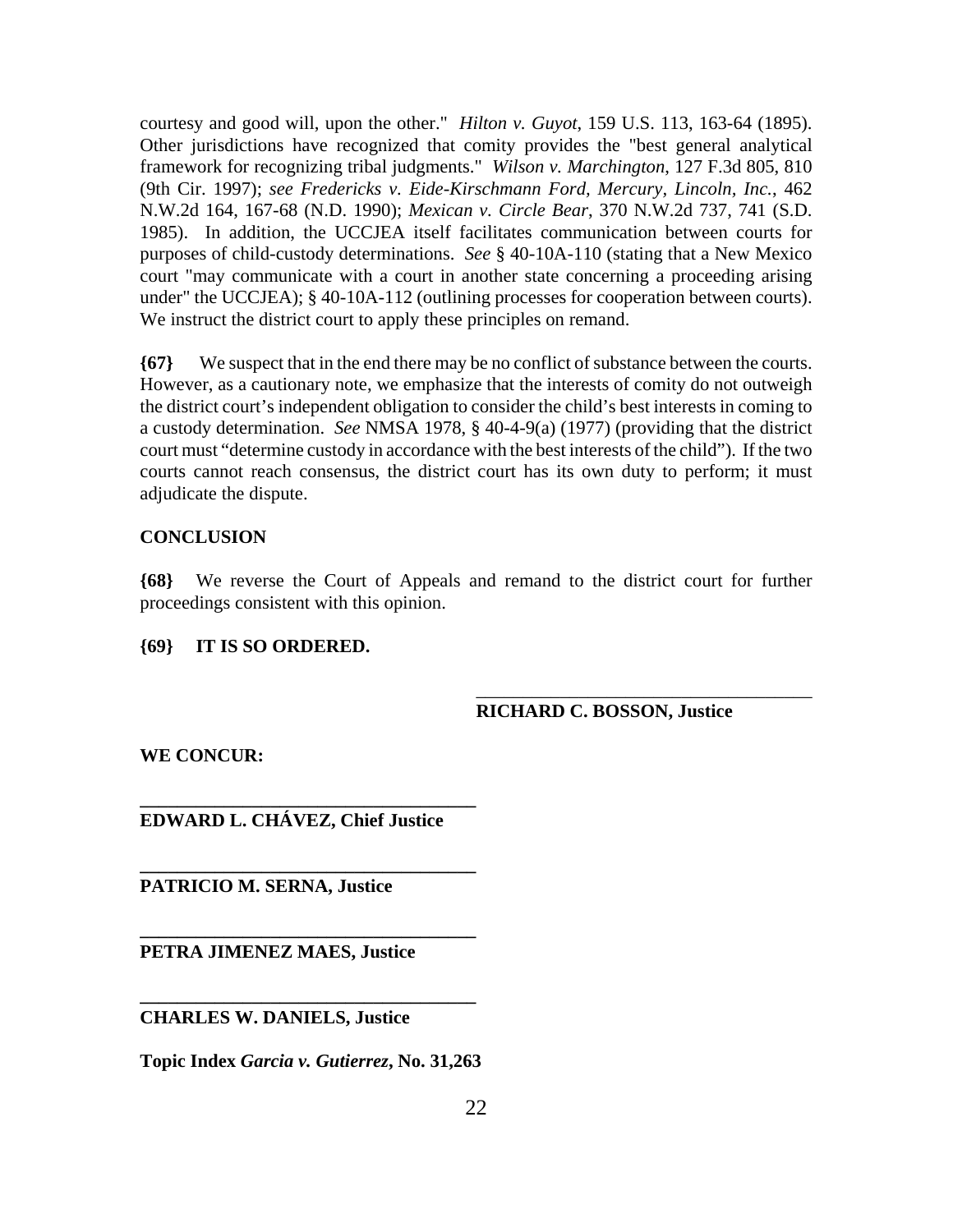courtesy and good will, upon the other." *Hilton v. Guyot*, 159 U.S. 113, 163-64 (1895). Other jurisdictions have recognized that comity provides the "best general analytical framework for recognizing tribal judgments." *Wilson v. Marchington*, 127 F.3d 805, 810 (9th Cir. 1997); *see Fredericks v. Eide-Kirschmann Ford, Mercury, Lincoln, Inc.*, 462 N.W.2d 164, 167-68 (N.D. 1990); *Mexican v. Circle Bear*, 370 N.W.2d 737, 741 (S.D. 1985). In addition, the UCCJEA itself facilitates communication between courts for purposes of child-custody determinations. *See* § 40-10A-110 (stating that a New Mexico court "may communicate with a court in another state concerning a proceeding arising under" the UCCJEA); § 40-10A-112 (outlining processes for cooperation between courts). We instruct the district court to apply these principles on remand.

**{67}** We suspect that in the end there may be no conflict of substance between the courts. However, as a cautionary note, we emphasize that the interests of comity do not outweigh the district court's independent obligation to consider the child's best interests in coming to a custody determination. *See* NMSA 1978, § 40-4-9(a) (1977) (providing that the district court must "determine custody in accordance with the best interests of the child"). If the two courts cannot reach consensus, the district court has its own duty to perform; it must adjudicate the dispute.

**CONCLUSION**

**{68}** We reverse the Court of Appeals and remand to the district court for further proceedings consistent with this opinion.

**{69} IT IS SO ORDERED.**

____________________________________
**RICHARD C. BOSSON, Justice**

**WE CONCUR:**

____________________________________
**EDWARD L. CHÁVEZ, Chief Justice**

____________________________________
**PATRICIO M. SERNA, Justice**

____________________________________
**PETRA JIMENEZ MAES, Justice**

____________________________________
**CHARLES W. DANIELS, Justice**

**Topic Index *Garcia v. Gutierrez*, No. 31,263**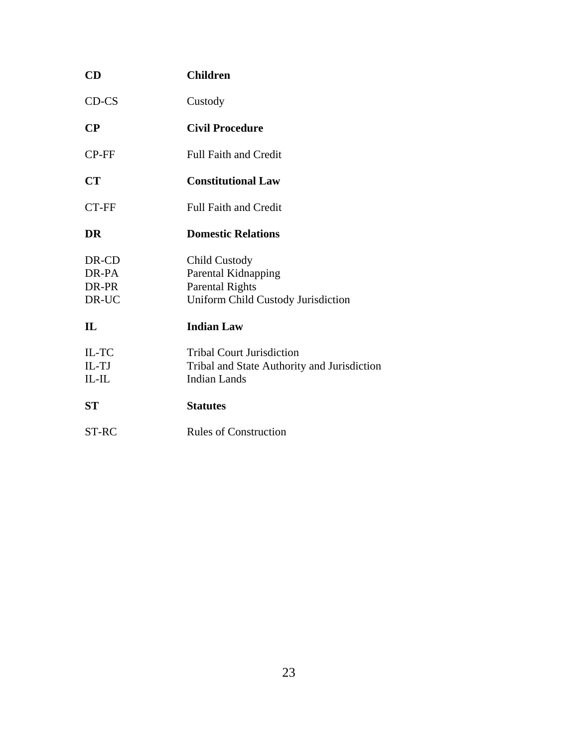| | |
|---|---|
| **CD** | **Children** |
| CD-CS | Custody |
| **CP** | **Civil Procedure** |
| CP-FF | Full Faith and Credit |
| **CT** | **Constitutional Law** |
| CT-FF | Full Faith and Credit |
| **DR** | **Domestic Relations** |
| DR-CD | Child Custody |
| DR-PA | Parental Kidnapping |
| DR-PR | Parental Rights |
| DR-UC | Uniform Child Custody Jurisdiction |
| **IL** | **Indian Law** |
| IL-TC | Tribal Court Jurisdiction |
| IL-TJ | Tribal and State Authority and Jurisdiction |
| IL-IL | Indian Lands |
| **ST** | **Statutes** |
| ST-RC | Rules of Construction |